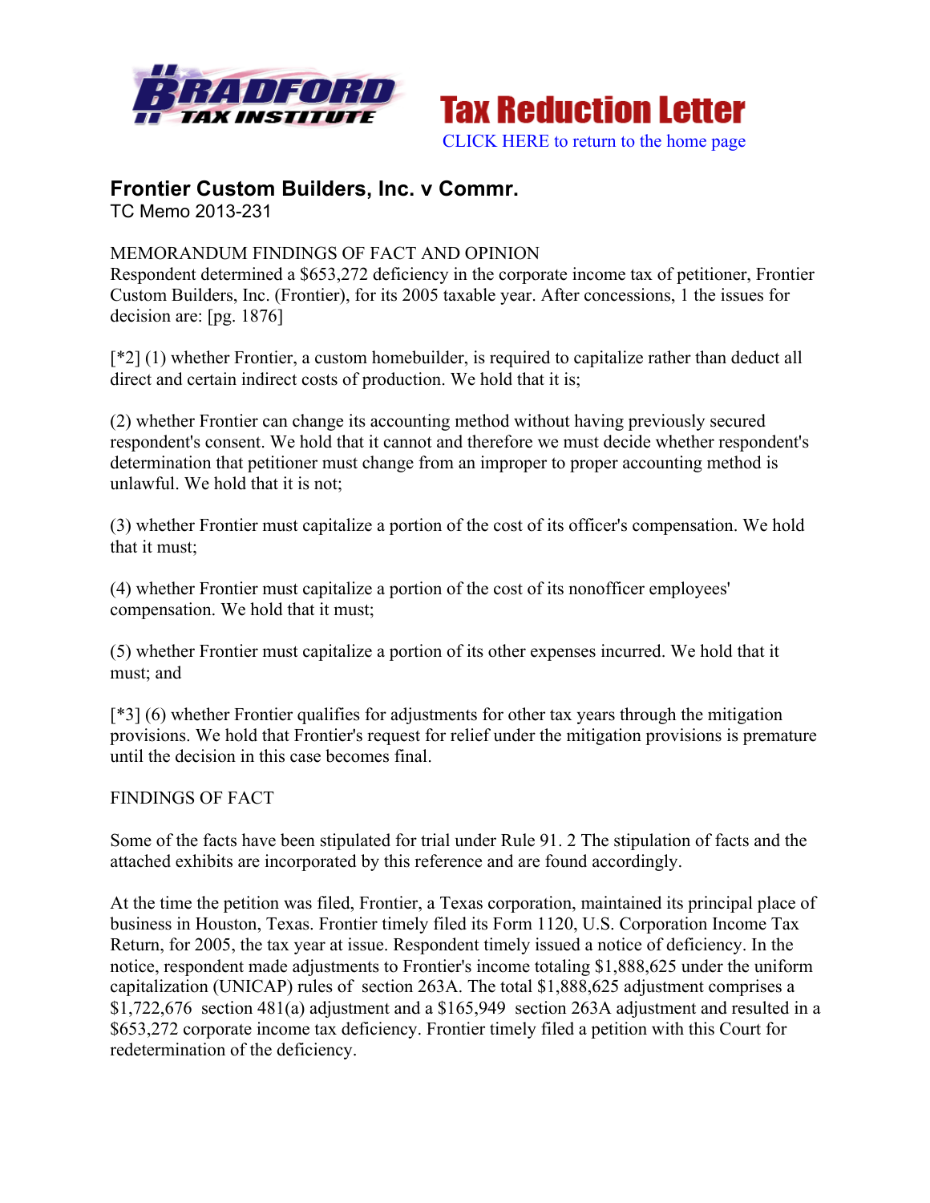# Frontier Custom Builders, Inc. v Commr.

TC Memo 2013-231

MEMORANDUM FINDINGS OF FACT AND OPINION

Respondent determined a $653,272 deficiency in the corporate income tax of petitioner, Frontier Custom Builders, Inc. (Frontier), for its 2005 taxable year. After concessions, 1 the issues for decision are: [pg. 1876]

[*2] (1) whether Frontier, a custom homebuilder, is required to capitalize rather than deduct all direct and certain indirect costs of production. We hold that it is;

(2) whether Frontier can change its accounting method without having previously secured respondent's consent. We hold that it cannot and therefore we must decide whether respondent's determination that petitioner must change from an improper to proper accounting method is unlawful. We hold that it is not;

(3) whether Frontier must capitalize a portion of the cost of its officer's compensation. We hold that it must;

(4) whether Frontier must capitalize a portion of the cost of its nonofficer employees' compensation. We hold that it must;

(5) whether Frontier must capitalize a portion of its other expenses incurred. We hold that it must; and

[*3] (6) whether Frontier qualifies for adjustments for other tax years through the mitigation provisions. We hold that Frontier's request for relief under the mitigation provisions is premature until the decision in this case becomes final.

FINDINGS OF FACT

Some of the facts have been stipulated for trial under Rule 91. 2 The stipulation of facts and the attached exhibits are incorporated by this reference and are found accordingly.

At the time the petition was filed, Frontier, a Texas corporation, maintained its principal place of business in Houston, Texas. Frontier timely filed its Form 1120, U.S. Corporation Income Tax Return, for 2005, the tax year at issue. Respondent timely issued a notice of deficiency. In the notice, respondent made adjustments to Frontier's income totaling $1,888,625 under the uniform capitalization (UNICAP) rules of section 263A. The total $1,888,625 adjustment comprises a $1,722,676 section 481(a) adjustment and a $165,949 section 263A adjustment and resulted in a $653,272 corporate income tax deficiency. Frontier timely filed a petition with this Court for redetermination of the deficiency.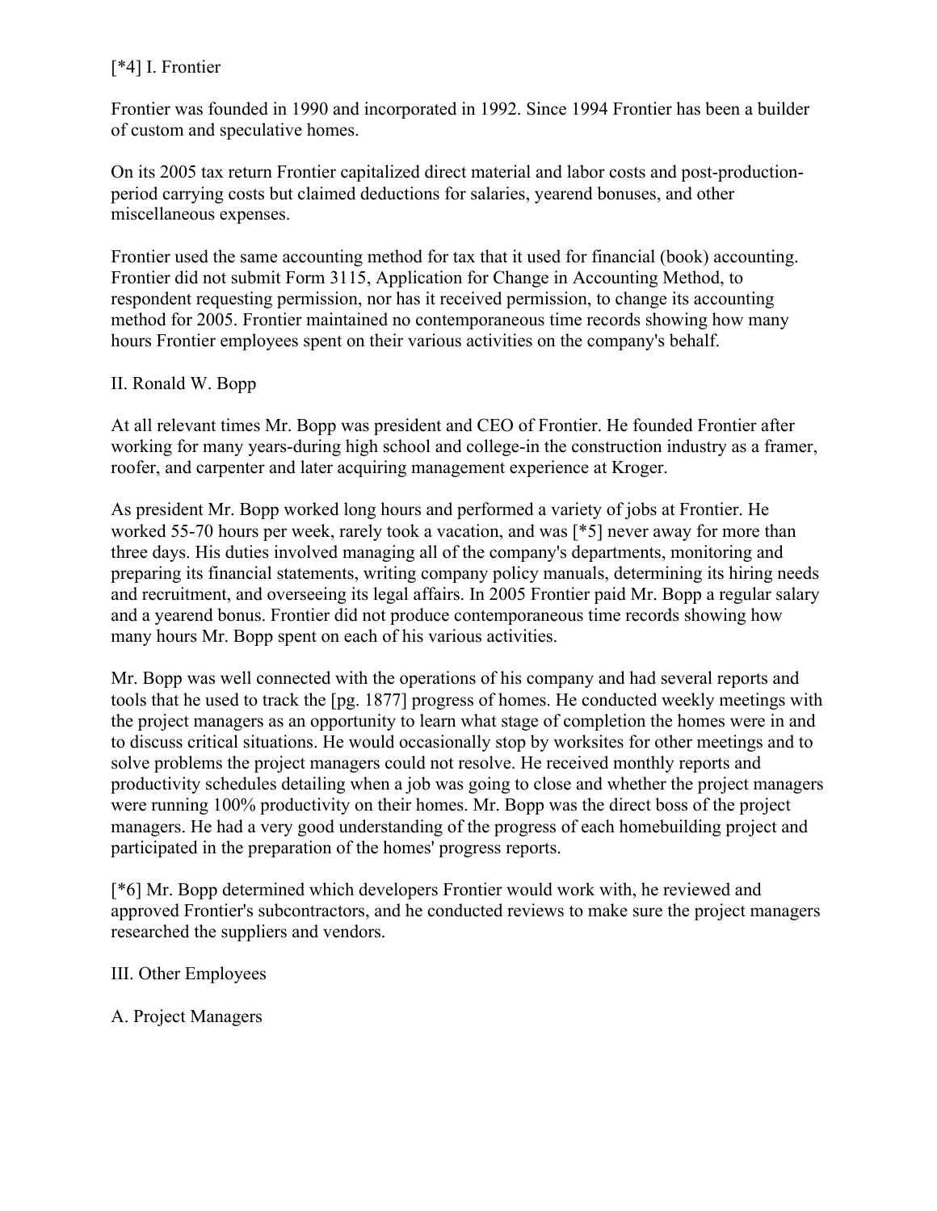[*4] I. Frontier

Frontier was founded in 1990 and incorporated in 1992. Since 1994 Frontier has been a builder of custom and speculative homes.

On its 2005 tax return Frontier capitalized direct material and labor costs and post-production-period carrying costs but claimed deductions for salaries, yearend bonuses, and other miscellaneous expenses.

Frontier used the same accounting method for tax that it used for financial (book) accounting. Frontier did not submit Form 3115, Application for Change in Accounting Method, to respondent requesting permission, nor has it received permission, to change its accounting method for 2005. Frontier maintained no contemporaneous time records showing how many hours Frontier employees spent on their various activities on the company's behalf.

II. Ronald W. Bopp

At all relevant times Mr. Bopp was president and CEO of Frontier. He founded Frontier after working for many years-during high school and college-in the construction industry as a framer, roofer, and carpenter and later acquiring management experience at Kroger.

As president Mr. Bopp worked long hours and performed a variety of jobs at Frontier. He worked 55-70 hours per week, rarely took a vacation, and was [*5] never away for more than three days. His duties involved managing all of the company's departments, monitoring and preparing its financial statements, writing company policy manuals, determining its hiring needs and recruitment, and overseeing its legal affairs. In 2005 Frontier paid Mr. Bopp a regular salary and a yearend bonus. Frontier did not produce contemporaneous time records showing how many hours Mr. Bopp spent on each of his various activities.

Mr. Bopp was well connected with the operations of his company and had several reports and tools that he used to track the [pg. 1877] progress of homes. He conducted weekly meetings with the project managers as an opportunity to learn what stage of completion the homes were in and to discuss critical situations. He would occasionally stop by worksites for other meetings and to solve problems the project managers could not resolve. He received monthly reports and productivity schedules detailing when a job was going to close and whether the project managers were running 100% productivity on their homes. Mr. Bopp was the direct boss of the project managers. He had a very good understanding of the progress of each homebuilding project and participated in the preparation of the homes' progress reports.

[*6] Mr. Bopp determined which developers Frontier would work with, he reviewed and approved Frontier's subcontractors, and he conducted reviews to make sure the project managers researched the suppliers and vendors.

III. Other Employees

A. Project Managers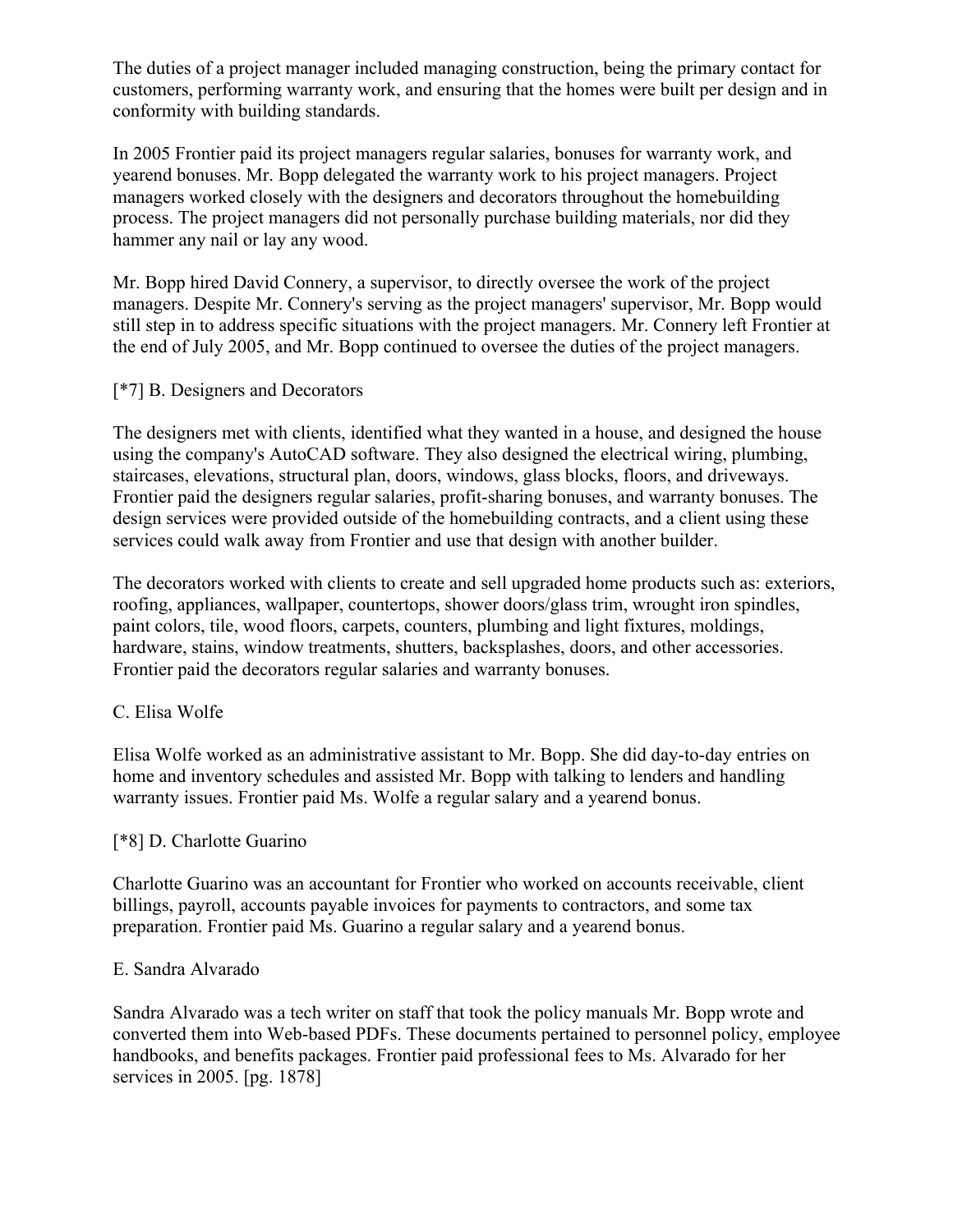The duties of a project manager included managing construction, being the primary contact for customers, performing warranty work, and ensuring that the homes were built per design and in conformity with building standards.

In 2005 Frontier paid its project managers regular salaries, bonuses for warranty work, and yearend bonuses. Mr. Bopp delegated the warranty work to his project managers. Project managers worked closely with the designers and decorators throughout the homebuilding process. The project managers did not personally purchase building materials, nor did they hammer any nail or lay any wood.

Mr. Bopp hired David Connery, a supervisor, to directly oversee the work of the project managers. Despite Mr. Connery's serving as the project managers' supervisor, Mr. Bopp would still step in to address specific situations with the project managers. Mr. Connery left Frontier at the end of July 2005, and Mr. Bopp continued to oversee the duties of the project managers.

[*7] B. Designers and Decorators

The designers met with clients, identified what they wanted in a house, and designed the house using the company's AutoCAD software. They also designed the electrical wiring, plumbing, staircases, elevations, structural plan, doors, windows, glass blocks, floors, and driveways. Frontier paid the designers regular salaries, profit-sharing bonuses, and warranty bonuses. The design services were provided outside of the homebuilding contracts, and a client using these services could walk away from Frontier and use that design with another builder.

The decorators worked with clients to create and sell upgraded home products such as: exteriors, roofing, appliances, wallpaper, countertops, shower doors/glass trim, wrought iron spindles, paint colors, tile, wood floors, carpets, counters, plumbing and light fixtures, moldings, hardware, stains, window treatments, shutters, backsplashes, doors, and other accessories. Frontier paid the decorators regular salaries and warranty bonuses.

C. Elisa Wolfe

Elisa Wolfe worked as an administrative assistant to Mr. Bopp. She did day-to-day entries on home and inventory schedules and assisted Mr. Bopp with talking to lenders and handling warranty issues. Frontier paid Ms. Wolfe a regular salary and a yearend bonus.

[*8] D. Charlotte Guarino

Charlotte Guarino was an accountant for Frontier who worked on accounts receivable, client billings, payroll, accounts payable invoices for payments to contractors, and some tax preparation. Frontier paid Ms. Guarino a regular salary and a yearend bonus.

E. Sandra Alvarado

Sandra Alvarado was a tech writer on staff that took the policy manuals Mr. Bopp wrote and converted them into Web-based PDFs. These documents pertained to personnel policy, employee handbooks, and benefits packages. Frontier paid professional fees to Ms. Alvarado for her services in 2005. [pg. 1878]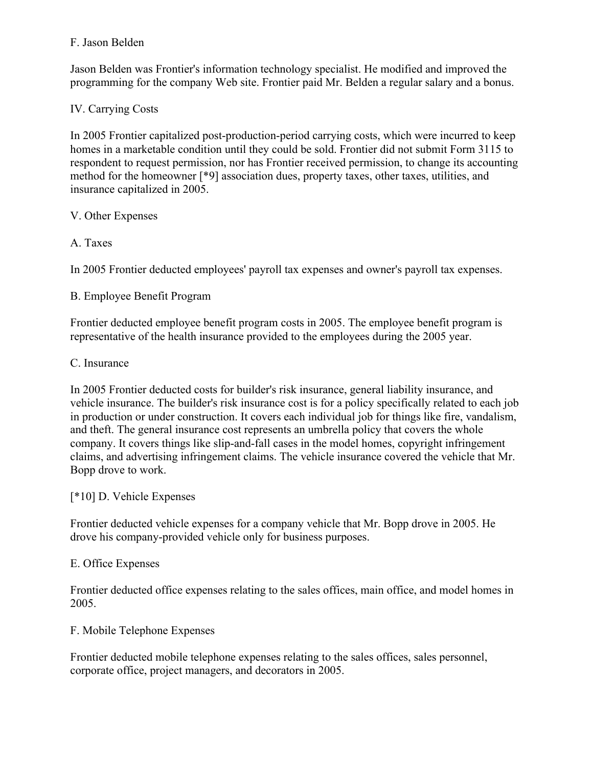F. Jason Belden

Jason Belden was Frontier's information technology specialist. He modified and improved the programming for the company Web site. Frontier paid Mr. Belden a regular salary and a bonus.

IV. Carrying Costs

In 2005 Frontier capitalized post-production-period carrying costs, which were incurred to keep homes in a marketable condition until they could be sold. Frontier did not submit Form 3115 to respondent to request permission, nor has Frontier received permission, to change its accounting method for the homeowner [*9] association dues, property taxes, other taxes, utilities, and insurance capitalized in 2005.

V. Other Expenses

A. Taxes

In 2005 Frontier deducted employees' payroll tax expenses and owner's payroll tax expenses.

B. Employee Benefit Program

Frontier deducted employee benefit program costs in 2005. The employee benefit program is representative of the health insurance provided to the employees during the 2005 year.

C. Insurance

In 2005 Frontier deducted costs for builder's risk insurance, general liability insurance, and vehicle insurance. The builder's risk insurance cost is for a policy specifically related to each job in production or under construction. It covers each individual job for things like fire, vandalism, and theft. The general insurance cost represents an umbrella policy that covers the whole company. It covers things like slip-and-fall cases in the model homes, copyright infringement claims, and advertising infringement claims. The vehicle insurance covered the vehicle that Mr. Bopp drove to work.

[*10] D. Vehicle Expenses

Frontier deducted vehicle expenses for a company vehicle that Mr. Bopp drove in 2005. He drove his company-provided vehicle only for business purposes.

E. Office Expenses

Frontier deducted office expenses relating to the sales offices, main office, and model homes in 2005.

F. Mobile Telephone Expenses

Frontier deducted mobile telephone expenses relating to the sales offices, sales personnel, corporate office, project managers, and decorators in 2005.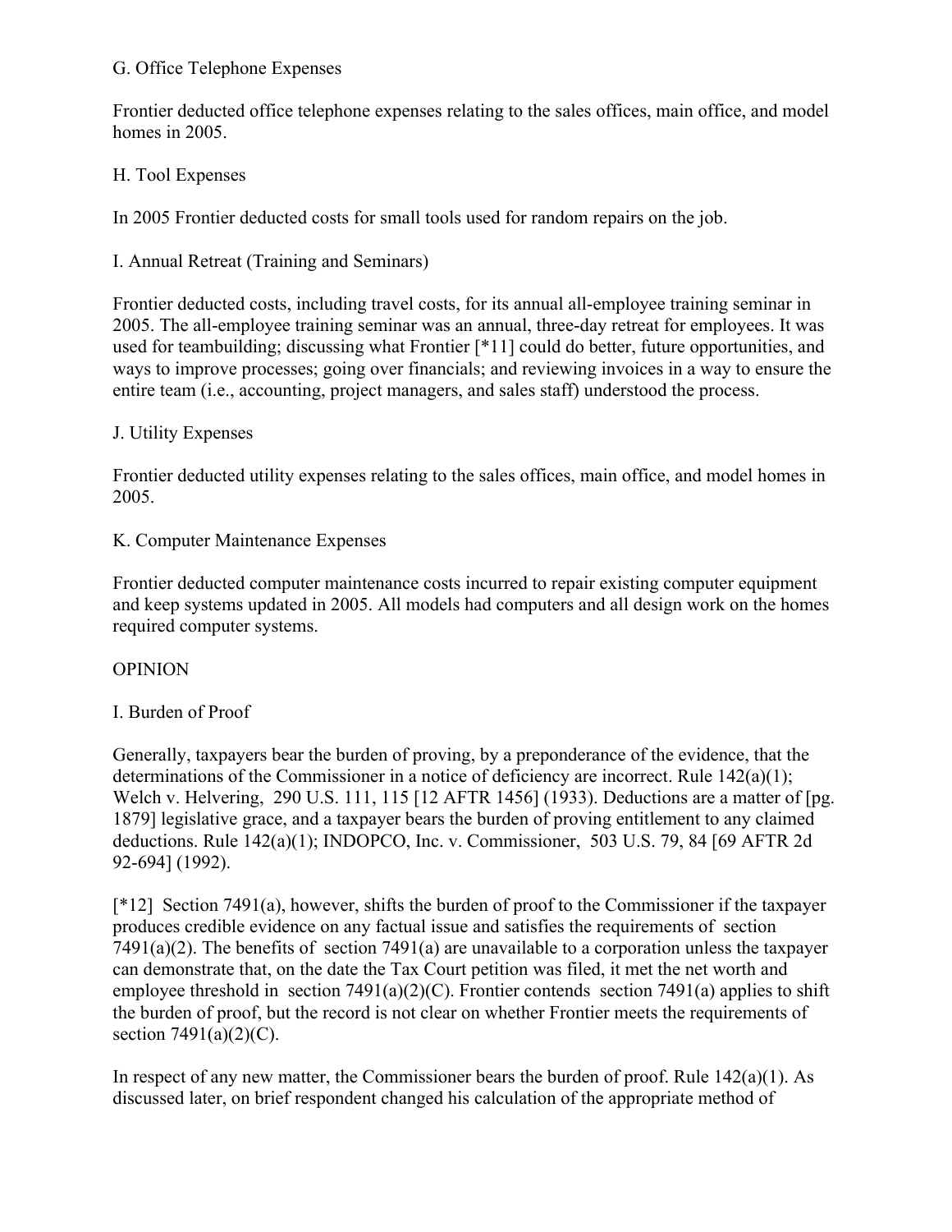G. Office Telephone Expenses

Frontier deducted office telephone expenses relating to the sales offices, main office, and model homes in 2005.

H. Tool Expenses

In 2005 Frontier deducted costs for small tools used for random repairs on the job.

I. Annual Retreat (Training and Seminars)

Frontier deducted costs, including travel costs, for its annual all-employee training seminar in 2005. The all-employee training seminar was an annual, three-day retreat for employees. It was used for teambuilding; discussing what Frontier [*11] could do better, future opportunities, and ways to improve processes; going over financials; and reviewing invoices in a way to ensure the entire team (i.e., accounting, project managers, and sales staff) understood the process.

J. Utility Expenses

Frontier deducted utility expenses relating to the sales offices, main office, and model homes in 2005.

K. Computer Maintenance Expenses

Frontier deducted computer maintenance costs incurred to repair existing computer equipment and keep systems updated in 2005. All models had computers and all design work on the homes required computer systems.

OPINION

I. Burden of Proof

Generally, taxpayers bear the burden of proving, by a preponderance of the evidence, that the determinations of the Commissioner in a notice of deficiency are incorrect. Rule 142(a)(1); Welch v. Helvering, 290 U.S. 111, 115 [12 AFTR 1456] (1933). Deductions are a matter of [pg. 1879] legislative grace, and a taxpayer bears the burden of proving entitlement to any claimed deductions. Rule 142(a)(1); INDOPCO, Inc. v. Commissioner, 503 U.S. 79, 84 [69 AFTR 2d 92-694] (1992).

[*12] Section 7491(a), however, shifts the burden of proof to the Commissioner if the taxpayer produces credible evidence on any factual issue and satisfies the requirements of section 7491(a)(2). The benefits of section 7491(a) are unavailable to a corporation unless the taxpayer can demonstrate that, on the date the Tax Court petition was filed, it met the net worth and employee threshold in section 7491(a)(2)(C). Frontier contends section 7491(a) applies to shift the burden of proof, but the record is not clear on whether Frontier meets the requirements of section 7491(a)(2)(C).

In respect of any new matter, the Commissioner bears the burden of proof. Rule 142(a)(1). As discussed later, on brief respondent changed his calculation of the appropriate method of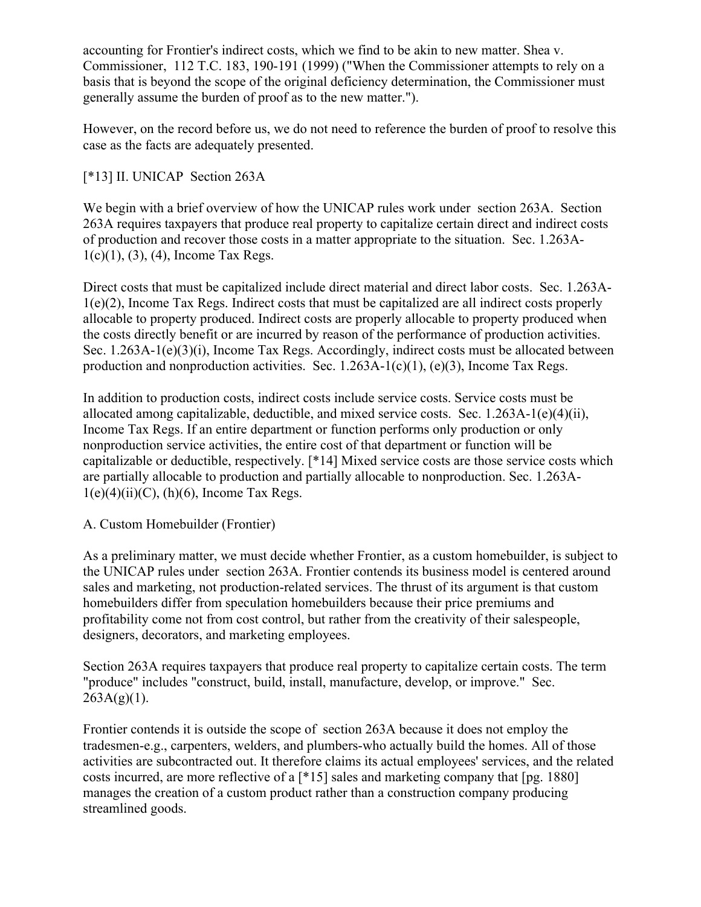accounting for Frontier's indirect costs, which we find to be akin to new matter. Shea v. Commissioner, 112 T.C. 183, 190-191 (1999) ("When the Commissioner attempts to rely on a basis that is beyond the scope of the original deficiency determination, the Commissioner must generally assume the burden of proof as to the new matter.").

However, on the record before us, we do not need to reference the burden of proof to resolve this case as the facts are adequately presented.

[*13] II. UNICAP Section 263A

We begin with a brief overview of how the UNICAP rules work under section 263A. Section 263A requires taxpayers that produce real property to capitalize certain direct and indirect costs of production and recover those costs in a matter appropriate to the situation. Sec. 1.263A-1(c)(1), (3), (4), Income Tax Regs.

Direct costs that must be capitalized include direct material and direct labor costs. Sec. 1.263A-1(e)(2), Income Tax Regs. Indirect costs that must be capitalized are all indirect costs properly allocable to property produced. Indirect costs are properly allocable to property produced when the costs directly benefit or are incurred by reason of the performance of production activities. Sec. 1.263A-1(e)(3)(i), Income Tax Regs. Accordingly, indirect costs must be allocated between production and nonproduction activities. Sec. 1.263A-1(c)(1), (e)(3), Income Tax Regs.

In addition to production costs, indirect costs include service costs. Service costs must be allocated among capitalizable, deductible, and mixed service costs. Sec. 1.263A-1(e)(4)(ii), Income Tax Regs. If an entire department or function performs only production or only nonproduction service activities, the entire cost of that department or function will be capitalizable or deductible, respectively. [*14] Mixed service costs are those service costs which are partially allocable to production and partially allocable to nonproduction. Sec. 1.263A-1(e)(4)(ii)(C), (h)(6), Income Tax Regs.

A. Custom Homebuilder (Frontier)

As a preliminary matter, we must decide whether Frontier, as a custom homebuilder, is subject to the UNICAP rules under section 263A. Frontier contends its business model is centered around sales and marketing, not production-related services. The thrust of its argument is that custom homebuilders differ from speculation homebuilders because their price premiums and profitability come not from cost control, but rather from the creativity of their salespeople, designers, decorators, and marketing employees.

Section 263A requires taxpayers that produce real property to capitalize certain costs. The term "produce" includes "construct, build, install, manufacture, develop, or improve." Sec. 263A(g)(1).

Frontier contends it is outside the scope of section 263A because it does not employ the tradesmen-e.g., carpenters, welders, and plumbers-who actually build the homes. All of those activities are subcontracted out. It therefore claims its actual employees' services, and the related costs incurred, are more reflective of a [*15] sales and marketing company that [pg. 1880] manages the creation of a custom product rather than a construction company producing streamlined goods.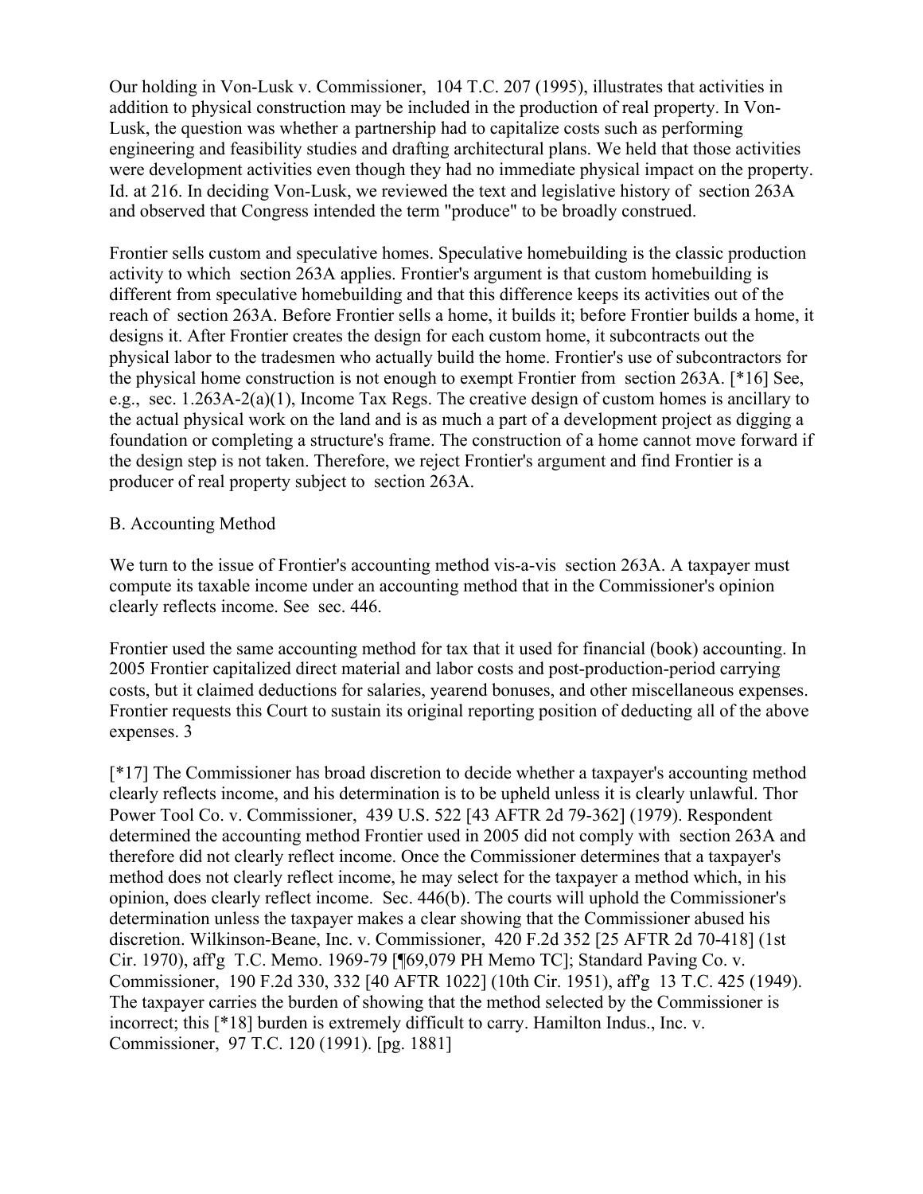Our holding in Von-Lusk v. Commissioner, 104 T.C. 207 (1995), illustrates that activities in addition to physical construction may be included in the production of real property. In Von-Lusk, the question was whether a partnership had to capitalize costs such as performing engineering and feasibility studies and drafting architectural plans. We held that those activities were development activities even though they had no immediate physical impact on the property. Id. at 216. In deciding Von-Lusk, we reviewed the text and legislative history of section 263A and observed that Congress intended the term "produce" to be broadly construed.

Frontier sells custom and speculative homes. Speculative homebuilding is the classic production activity to which section 263A applies. Frontier's argument is that custom homebuilding is different from speculative homebuilding and that this difference keeps its activities out of the reach of section 263A. Before Frontier sells a home, it builds it; before Frontier builds a home, it designs it. After Frontier creates the design for each custom home, it subcontracts out the physical labor to the tradesmen who actually build the home. Frontier's use of subcontractors for the physical home construction is not enough to exempt Frontier from section 263A. [*16] See, e.g., sec. 1.263A-2(a)(1), Income Tax Regs. The creative design of custom homes is ancillary to the actual physical work on the land and is as much a part of a development project as digging a foundation or completing a structure's frame. The construction of a home cannot move forward if the design step is not taken. Therefore, we reject Frontier's argument and find Frontier is a producer of real property subject to section 263A.

B. Accounting Method

We turn to the issue of Frontier's accounting method vis-a-vis section 263A. A taxpayer must compute its taxable income under an accounting method that in the Commissioner's opinion clearly reflects income. See sec. 446.

Frontier used the same accounting method for tax that it used for financial (book) accounting. In 2005 Frontier capitalized direct material and labor costs and post-production-period carrying costs, but it claimed deductions for salaries, yearend bonuses, and other miscellaneous expenses. Frontier requests this Court to sustain its original reporting position of deducting all of the above expenses. 3

[*17] The Commissioner has broad discretion to decide whether a taxpayer's accounting method clearly reflects income, and his determination is to be upheld unless it is clearly unlawful. Thor Power Tool Co. v. Commissioner, 439 U.S. 522 [43 AFTR 2d 79-362] (1979). Respondent determined the accounting method Frontier used in 2005 did not comply with section 263A and therefore did not clearly reflect income. Once the Commissioner determines that a taxpayer's method does not clearly reflect income, he may select for the taxpayer a method which, in his opinion, does clearly reflect income. Sec. 446(b). The courts will uphold the Commissioner's determination unless the taxpayer makes a clear showing that the Commissioner abused his discretion. Wilkinson-Beane, Inc. v. Commissioner, 420 F.2d 352 [25 AFTR 2d 70-418] (1st Cir. 1970), aff'g T.C. Memo. 1969-79 [¶69,079 PH Memo TC]; Standard Paving Co. v. Commissioner, 190 F.2d 330, 332 [40 AFTR 1022] (10th Cir. 1951), aff'g 13 T.C. 425 (1949). The taxpayer carries the burden of showing that the method selected by the Commissioner is incorrect; this [*18] burden is extremely difficult to carry. Hamilton Indus., Inc. v. Commissioner, 97 T.C. 120 (1991). [pg. 1881]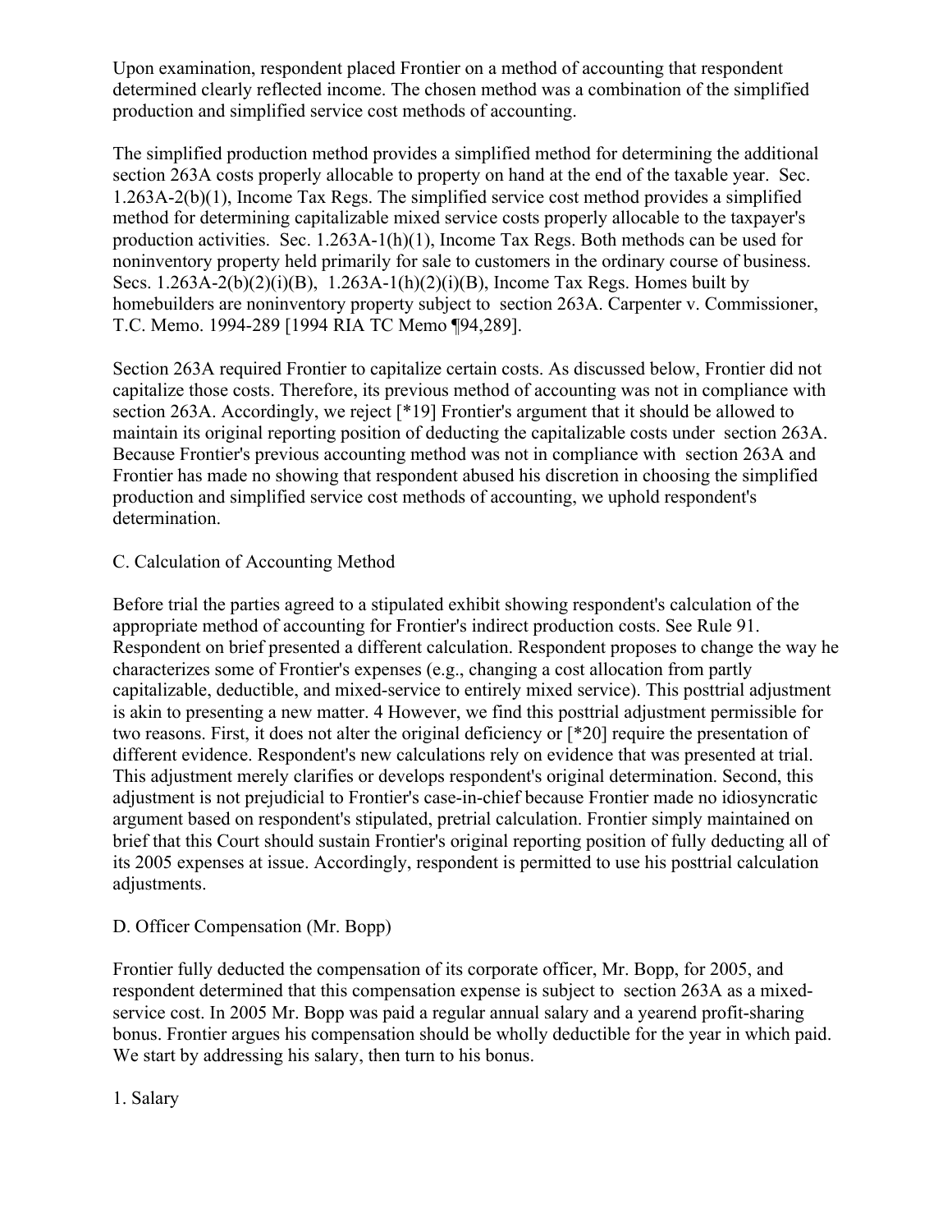Upon examination, respondent placed Frontier on a method of accounting that respondent determined clearly reflected income. The chosen method was a combination of the simplified production and simplified service cost methods of accounting.

The simplified production method provides a simplified method for determining the additional section 263A costs properly allocable to property on hand at the end of the taxable year. Sec. 1.263A-2(b)(1), Income Tax Regs. The simplified service cost method provides a simplified method for determining capitalizable mixed service costs properly allocable to the taxpayer's production activities. Sec. 1.263A-1(h)(1), Income Tax Regs. Both methods can be used for noninventory property held primarily for sale to customers in the ordinary course of business. Secs. 1.263A-2(b)(2)(i)(B), 1.263A-1(h)(2)(i)(B), Income Tax Regs. Homes built by homebuilders are noninventory property subject to section 263A. Carpenter v. Commissioner, T.C. Memo. 1994-289 [1994 RIA TC Memo ¶94,289].

Section 263A required Frontier to capitalize certain costs. As discussed below, Frontier did not capitalize those costs. Therefore, its previous method of accounting was not in compliance with section 263A. Accordingly, we reject [*19] Frontier's argument that it should be allowed to maintain its original reporting position of deducting the capitalizable costs under section 263A. Because Frontier's previous accounting method was not in compliance with section 263A and Frontier has made no showing that respondent abused his discretion in choosing the simplified production and simplified service cost methods of accounting, we uphold respondent's determination.

C. Calculation of Accounting Method

Before trial the parties agreed to a stipulated exhibit showing respondent's calculation of the appropriate method of accounting for Frontier's indirect production costs. See Rule 91. Respondent on brief presented a different calculation. Respondent proposes to change the way he characterizes some of Frontier's expenses (e.g., changing a cost allocation from partly capitalizable, deductible, and mixed-service to entirely mixed service). This posttrial adjustment is akin to presenting a new matter. 4 However, we find this posttrial adjustment permissible for two reasons. First, it does not alter the original deficiency or [*20] require the presentation of different evidence. Respondent's new calculations rely on evidence that was presented at trial. This adjustment merely clarifies or develops respondent's original determination. Second, this adjustment is not prejudicial to Frontier's case-in-chief because Frontier made no idiosyncratic argument based on respondent's stipulated, pretrial calculation. Frontier simply maintained on brief that this Court should sustain Frontier's original reporting position of fully deducting all of its 2005 expenses at issue. Accordingly, respondent is permitted to use his posttrial calculation adjustments.

D. Officer Compensation (Mr. Bopp)

Frontier fully deducted the compensation of its corporate officer, Mr. Bopp, for 2005, and respondent determined that this compensation expense is subject to section 263A as a mixed-service cost. In 2005 Mr. Bopp was paid a regular annual salary and a yearend profit-sharing bonus. Frontier argues his compensation should be wholly deductible for the year in which paid. We start by addressing his salary, then turn to his bonus.

1. Salary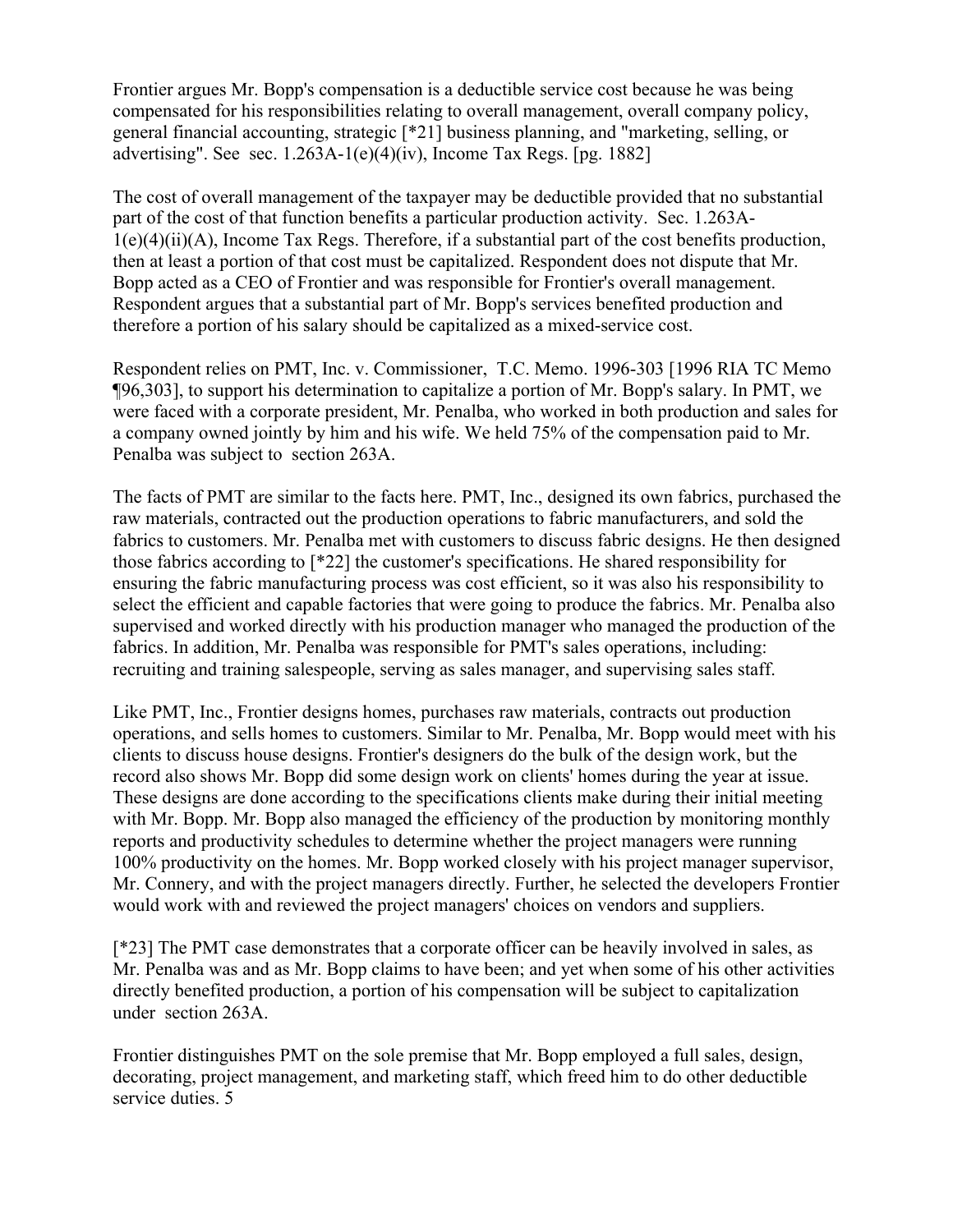Frontier argues Mr. Bopp's compensation is a deductible service cost because he was being compensated for his responsibilities relating to overall management, overall company policy, general financial accounting, strategic [*21] business planning, and "marketing, selling, or advertising". See sec. 1.263A-1(e)(4)(iv), Income Tax Regs. [pg. 1882]

The cost of overall management of the taxpayer may be deductible provided that no substantial part of the cost of that function benefits a particular production activity. Sec. 1.263A-1(e)(4)(ii)(A), Income Tax Regs. Therefore, if a substantial part of the cost benefits production, then at least a portion of that cost must be capitalized. Respondent does not dispute that Mr. Bopp acted as a CEO of Frontier and was responsible for Frontier's overall management. Respondent argues that a substantial part of Mr. Bopp's services benefited production and therefore a portion of his salary should be capitalized as a mixed-service cost.

Respondent relies on PMT, Inc. v. Commissioner, T.C. Memo. 1996-303 [1996 RIA TC Memo ¶96,303], to support his determination to capitalize a portion of Mr. Bopp's salary. In PMT, we were faced with a corporate president, Mr. Penalba, who worked in both production and sales for a company owned jointly by him and his wife. We held 75% of the compensation paid to Mr. Penalba was subject to section 263A.

The facts of PMT are similar to the facts here. PMT, Inc., designed its own fabrics, purchased the raw materials, contracted out the production operations to fabric manufacturers, and sold the fabrics to customers. Mr. Penalba met with customers to discuss fabric designs. He then designed those fabrics according to [*22] the customer's specifications. He shared responsibility for ensuring the fabric manufacturing process was cost efficient, so it was also his responsibility to select the efficient and capable factories that were going to produce the fabrics. Mr. Penalba also supervised and worked directly with his production manager who managed the production of the fabrics. In addition, Mr. Penalba was responsible for PMT's sales operations, including: recruiting and training salespeople, serving as sales manager, and supervising sales staff.

Like PMT, Inc., Frontier designs homes, purchases raw materials, contracts out production operations, and sells homes to customers. Similar to Mr. Penalba, Mr. Bopp would meet with his clients to discuss house designs. Frontier's designers do the bulk of the design work, but the record also shows Mr. Bopp did some design work on clients' homes during the year at issue. These designs are done according to the specifications clients make during their initial meeting with Mr. Bopp. Mr. Bopp also managed the efficiency of the production by monitoring monthly reports and productivity schedules to determine whether the project managers were running 100% productivity on the homes. Mr. Bopp worked closely with his project manager supervisor, Mr. Connery, and with the project managers directly. Further, he selected the developers Frontier would work with and reviewed the project managers' choices on vendors and suppliers.

[*23] The PMT case demonstrates that a corporate officer can be heavily involved in sales, as Mr. Penalba was and as Mr. Bopp claims to have been; and yet when some of his other activities directly benefited production, a portion of his compensation will be subject to capitalization under section 263A.

Frontier distinguishes PMT on the sole premise that Mr. Bopp employed a full sales, design, decorating, project management, and marketing staff, which freed him to do other deductible service duties. 5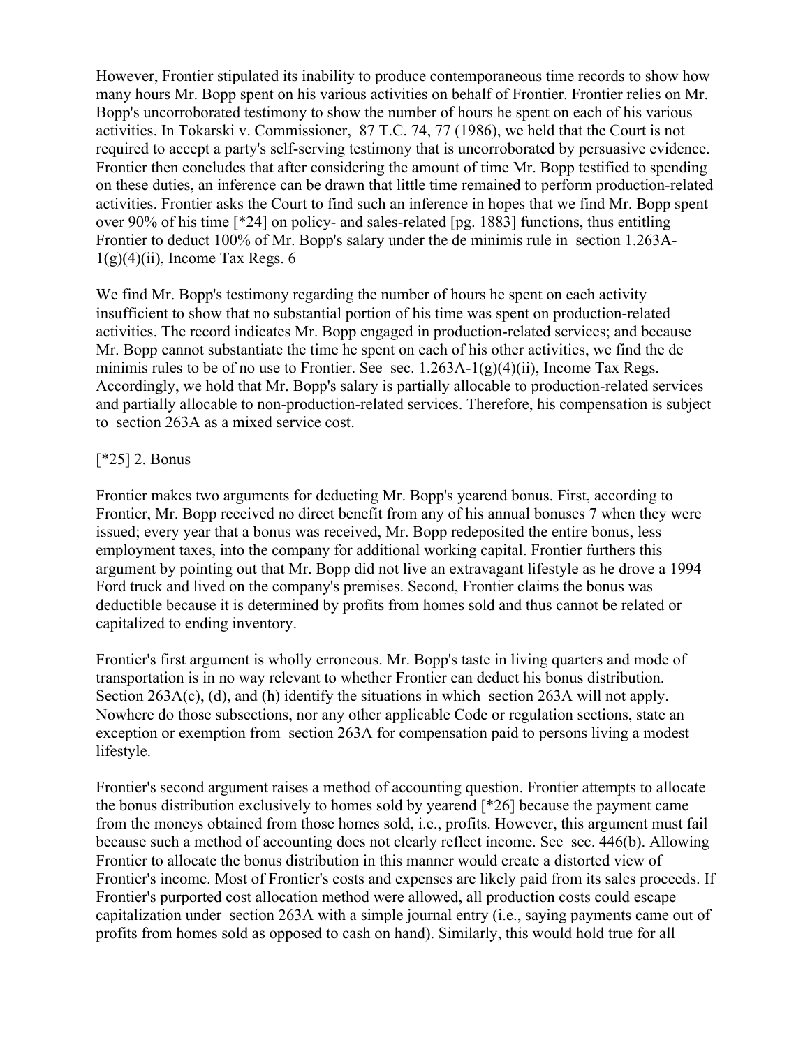However, Frontier stipulated its inability to produce contemporaneous time records to show how many hours Mr. Bopp spent on his various activities on behalf of Frontier. Frontier relies on Mr. Bopp's uncorroborated testimony to show the number of hours he spent on each of his various activities. In Tokarski v. Commissioner, 87 T.C. 74, 77 (1986), we held that the Court is not required to accept a party's self-serving testimony that is uncorroborated by persuasive evidence. Frontier then concludes that after considering the amount of time Mr. Bopp testified to spending on these duties, an inference can be drawn that little time remained to perform production-related activities. Frontier asks the Court to find such an inference in hopes that we find Mr. Bopp spent over 90% of his time [*24] on policy- and sales-related [pg. 1883] functions, thus entitling Frontier to deduct 100% of Mr. Bopp's salary under the de minimis rule in section 1.263A-1(g)(4)(ii), Income Tax Regs. 6

We find Mr. Bopp's testimony regarding the number of hours he spent on each activity insufficient to show that no substantial portion of his time was spent on production-related activities. The record indicates Mr. Bopp engaged in production-related services; and because Mr. Bopp cannot substantiate the time he spent on each of his other activities, we find the de minimis rules to be of no use to Frontier. See sec. 1.263A-1(g)(4)(ii), Income Tax Regs. Accordingly, we hold that Mr. Bopp's salary is partially allocable to production-related services and partially allocable to non-production-related services. Therefore, his compensation is subject to section 263A as a mixed service cost.

[*25] 2. Bonus

Frontier makes two arguments for deducting Mr. Bopp's yearend bonus. First, according to Frontier, Mr. Bopp received no direct benefit from any of his annual bonuses 7 when they were issued; every year that a bonus was received, Mr. Bopp redeposited the entire bonus, less employment taxes, into the company for additional working capital. Frontier furthers this argument by pointing out that Mr. Bopp did not live an extravagant lifestyle as he drove a 1994 Ford truck and lived on the company's premises. Second, Frontier claims the bonus was deductible because it is determined by profits from homes sold and thus cannot be related or capitalized to ending inventory.

Frontier's first argument is wholly erroneous. Mr. Bopp's taste in living quarters and mode of transportation is in no way relevant to whether Frontier can deduct his bonus distribution. Section 263A(c), (d), and (h) identify the situations in which section 263A will not apply. Nowhere do those subsections, nor any other applicable Code or regulation sections, state an exception or exemption from section 263A for compensation paid to persons living a modest lifestyle.

Frontier's second argument raises a method of accounting question. Frontier attempts to allocate the bonus distribution exclusively to homes sold by yearend [*26] because the payment came from the moneys obtained from those homes sold, i.e., profits. However, this argument must fail because such a method of accounting does not clearly reflect income. See sec. 446(b). Allowing Frontier to allocate the bonus distribution in this manner would create a distorted view of Frontier's income. Most of Frontier's costs and expenses are likely paid from its sales proceeds. If Frontier's purported cost allocation method were allowed, all production costs could escape capitalization under section 263A with a simple journal entry (i.e., saying payments came out of profits from homes sold as opposed to cash on hand). Similarly, this would hold true for all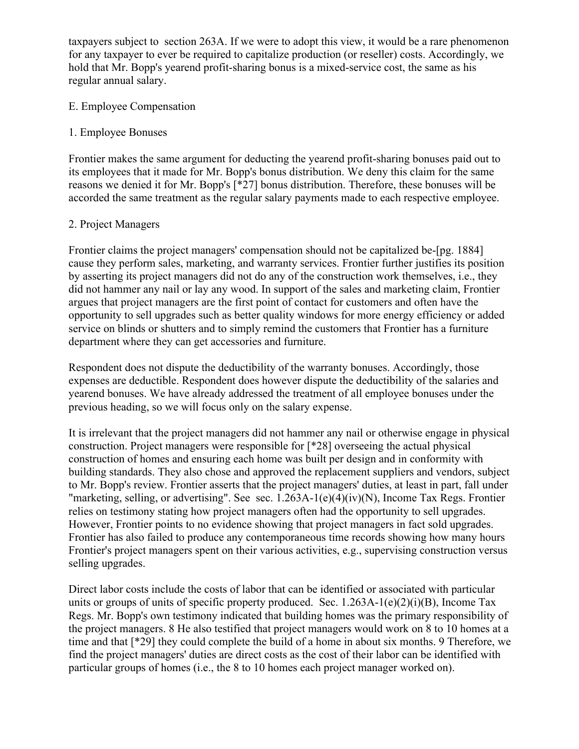taxpayers subject to section 263A. If we were to adopt this view, it would be a rare phenomenon for any taxpayer to ever be required to capitalize production (or reseller) costs. Accordingly, we hold that Mr. Bopp's yearend profit-sharing bonus is a mixed-service cost, the same as his regular annual salary.

E. Employee Compensation

1. Employee Bonuses

Frontier makes the same argument for deducting the yearend profit-sharing bonuses paid out to its employees that it made for Mr. Bopp's bonus distribution. We deny this claim for the same reasons we denied it for Mr. Bopp's [*27] bonus distribution. Therefore, these bonuses will be accorded the same treatment as the regular salary payments made to each respective employee.

2. Project Managers

Frontier claims the project managers' compensation should not be capitalized be-[pg. 1884] cause they perform sales, marketing, and warranty services. Frontier further justifies its position by asserting its project managers did not do any of the construction work themselves, i.e., they did not hammer any nail or lay any wood. In support of the sales and marketing claim, Frontier argues that project managers are the first point of contact for customers and often have the opportunity to sell upgrades such as better quality windows for more energy efficiency or added service on blinds or shutters and to simply remind the customers that Frontier has a furniture department where they can get accessories and furniture.

Respondent does not dispute the deductibility of the warranty bonuses. Accordingly, those expenses are deductible. Respondent does however dispute the deductibility of the salaries and yearend bonuses. We have already addressed the treatment of all employee bonuses under the previous heading, so we will focus only on the salary expense.

It is irrelevant that the project managers did not hammer any nail or otherwise engage in physical construction. Project managers were responsible for [*28] overseeing the actual physical construction of homes and ensuring each home was built per design and in conformity with building standards. They also chose and approved the replacement suppliers and vendors, subject to Mr. Bopp's review. Frontier asserts that the project managers' duties, at least in part, fall under "marketing, selling, or advertising". See sec. 1.263A-1(e)(4)(iv)(N), Income Tax Regs. Frontier relies on testimony stating how project managers often had the opportunity to sell upgrades. However, Frontier points to no evidence showing that project managers in fact sold upgrades. Frontier has also failed to produce any contemporaneous time records showing how many hours Frontier's project managers spent on their various activities, e.g., supervising construction versus selling upgrades.

Direct labor costs include the costs of labor that can be identified or associated with particular units or groups of units of specific property produced. Sec. 1.263A-1(e)(2)(i)(B), Income Tax Regs. Mr. Bopp's own testimony indicated that building homes was the primary responsibility of the project managers. 8 He also testified that project managers would work on 8 to 10 homes at a time and that [*29] they could complete the build of a home in about six months. 9 Therefore, we find the project managers' duties are direct costs as the cost of their labor can be identified with particular groups of homes (i.e., the 8 to 10 homes each project manager worked on).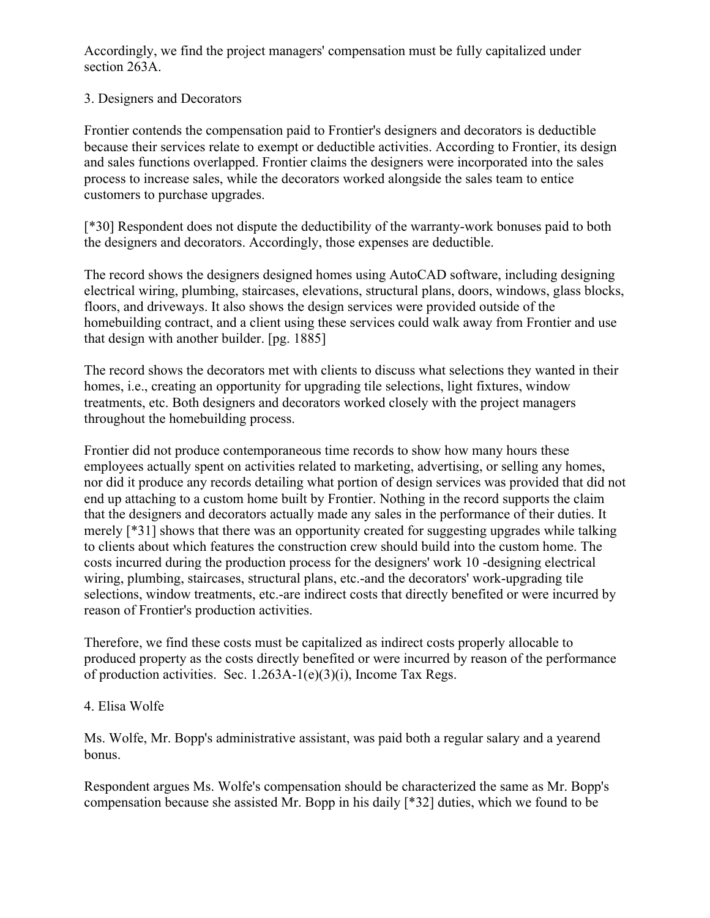Accordingly, we find the project managers' compensation must be fully capitalized under section 263A.

### 3. Designers and Decorators

Frontier contends the compensation paid to Frontier's designers and decorators is deductible because their services relate to exempt or deductible activities. According to Frontier, its design and sales functions overlapped. Frontier claims the designers were incorporated into the sales process to increase sales, while the decorators worked alongside the sales team to entice customers to purchase upgrades.

[*30] Respondent does not dispute the deductibility of the warranty-work bonuses paid to both the designers and decorators. Accordingly, those expenses are deductible.

The record shows the designers designed homes using AutoCAD software, including designing electrical wiring, plumbing, staircases, elevations, structural plans, doors, windows, glass blocks, floors, and driveways. It also shows the design services were provided outside of the homebuilding contract, and a client using these services could walk away from Frontier and use that design with another builder. [pg. 1885]

The record shows the decorators met with clients to discuss what selections they wanted in their homes, i.e., creating an opportunity for upgrading tile selections, light fixtures, window treatments, etc. Both designers and decorators worked closely with the project managers throughout the homebuilding process.

Frontier did not produce contemporaneous time records to show how many hours these employees actually spent on activities related to marketing, advertising, or selling any homes, nor did it produce any records detailing what portion of design services was provided that did not end up attaching to a custom home built by Frontier. Nothing in the record supports the claim that the designers and decorators actually made any sales in the performance of their duties. It merely [*31] shows that there was an opportunity created for suggesting upgrades while talking to clients about which features the construction crew should build into the custom home. The costs incurred during the production process for the designers' work 10 -designing electrical wiring, plumbing, staircases, structural plans, etc.-and the decorators' work-upgrading tile selections, window treatments, etc.-are indirect costs that directly benefited or were incurred by reason of Frontier's production activities.

Therefore, we find these costs must be capitalized as indirect costs properly allocable to produced property as the costs directly benefited or were incurred by reason of the performance of production activities. Sec. 1.263A-1(e)(3)(i), Income Tax Regs.

### 4. Elisa Wolfe

Ms. Wolfe, Mr. Bopp's administrative assistant, was paid both a regular salary and a yearend bonus.

Respondent argues Ms. Wolfe's compensation should be characterized the same as Mr. Bopp's compensation because she assisted Mr. Bopp in his daily [*32] duties, which we found to be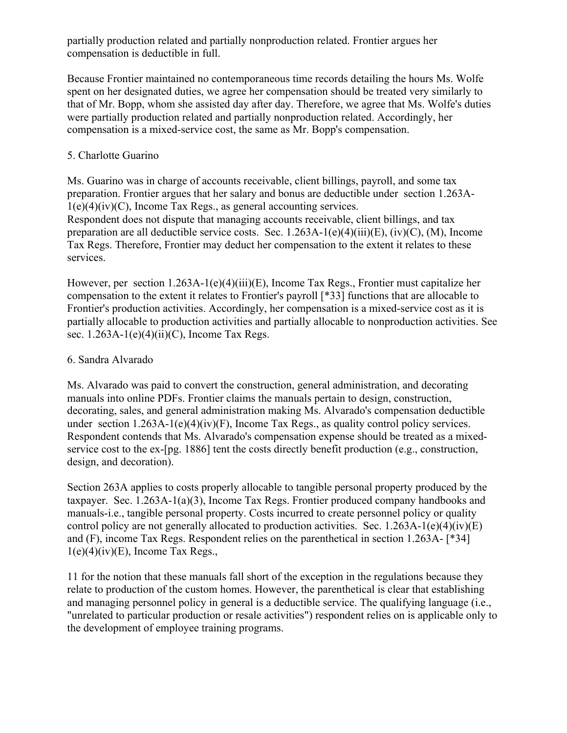partially production related and partially nonproduction related. Frontier argues her compensation is deductible in full.

Because Frontier maintained no contemporaneous time records detailing the hours Ms. Wolfe spent on her designated duties, we agree her compensation should be treated very similarly to that of Mr. Bopp, whom she assisted day after day. Therefore, we agree that Ms. Wolfe's duties were partially production related and partially nonproduction related. Accordingly, her compensation is a mixed-service cost, the same as Mr. Bopp's compensation.

5. Charlotte Guarino

Ms. Guarino was in charge of accounts receivable, client billings, payroll, and some tax preparation. Frontier argues that her salary and bonus are deductible under section 1.263A-1(e)(4)(iv)(C), Income Tax Regs., as general accounting services.
Respondent does not dispute that managing accounts receivable, client billings, and tax preparation are all deductible service costs. Sec. 1.263A-1(e)(4)(iii)(E), (iv)(C), (M), Income Tax Regs. Therefore, Frontier may deduct her compensation to the extent it relates to these services.

However, per section 1.263A-1(e)(4)(iii)(E), Income Tax Regs., Frontier must capitalize her compensation to the extent it relates to Frontier's payroll [*33] functions that are allocable to Frontier's production activities. Accordingly, her compensation is a mixed-service cost as it is partially allocable to production activities and partially allocable to nonproduction activities. See sec. 1.263A-1(e)(4)(ii)(C), Income Tax Regs.

6. Sandra Alvarado

Ms. Alvarado was paid to convert the construction, general administration, and decorating manuals into online PDFs. Frontier claims the manuals pertain to design, construction, decorating, sales, and general administration making Ms. Alvarado's compensation deductible under section 1.263A-1(e)(4)(iv)(F), Income Tax Regs., as quality control policy services. Respondent contends that Ms. Alvarado's compensation expense should be treated as a mixed-service cost to the ex-[pg. 1886] tent the costs directly benefit production (e.g., construction, design, and decoration).

Section 263A applies to costs properly allocable to tangible personal property produced by the taxpayer. Sec. 1.263A-1(a)(3), Income Tax Regs. Frontier produced company handbooks and manuals-i.e., tangible personal property. Costs incurred to create personnel policy or quality control policy are not generally allocated to production activities. Sec. 1.263A-1(e)(4)(iv)(E) and (F), income Tax Regs. Respondent relies on the parenthetical in section 1.263A- [*34] 1(e)(4)(iv)(E), Income Tax Regs.,

11 for the notion that these manuals fall short of the exception in the regulations because they relate to production of the custom homes. However, the parenthetical is clear that establishing and managing personnel policy in general is a deductible service. The qualifying language (i.e., "unrelated to particular production or resale activities") respondent relies on is applicable only to the development of employee training programs.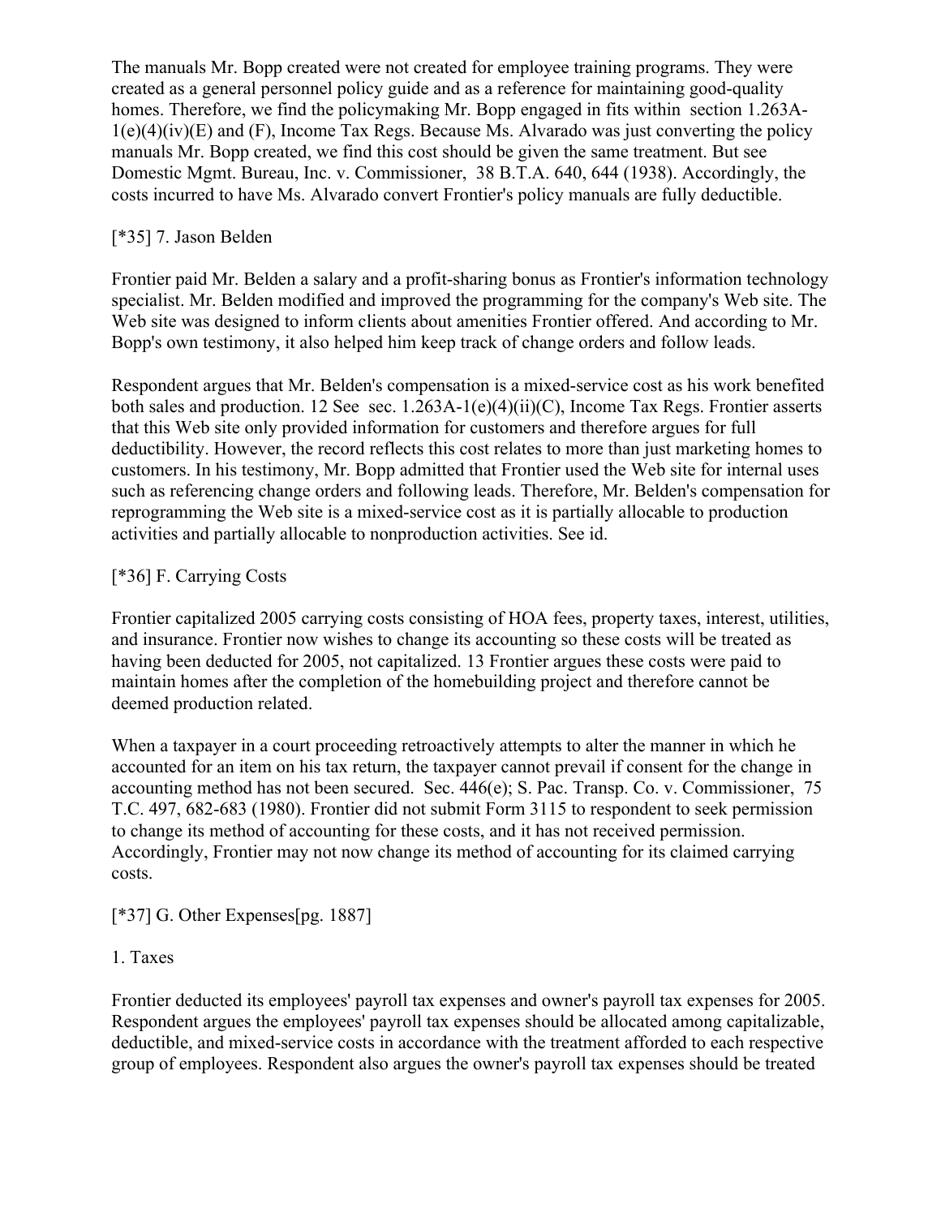The manuals Mr. Bopp created were not created for employee training programs. They were created as a general personnel policy guide and as a reference for maintaining good-quality homes. Therefore, we find the policymaking Mr. Bopp engaged in fits within section 1.263A-1(e)(4)(iv)(E) and (F), Income Tax Regs. Because Ms. Alvarado was just converting the policy manuals Mr. Bopp created, we find this cost should be given the same treatment. But see Domestic Mgmt. Bureau, Inc. v. Commissioner, 38 B.T.A. 640, 644 (1938). Accordingly, the costs incurred to have Ms. Alvarado convert Frontier's policy manuals are fully deductible.

[*35] 7. Jason Belden

Frontier paid Mr. Belden a salary and a profit-sharing bonus as Frontier's information technology specialist. Mr. Belden modified and improved the programming for the company's Web site. The Web site was designed to inform clients about amenities Frontier offered. And according to Mr. Bopp's own testimony, it also helped him keep track of change orders and follow leads.

Respondent argues that Mr. Belden's compensation is a mixed-service cost as his work benefited both sales and production. 12 See sec. 1.263A-1(e)(4)(ii)(C), Income Tax Regs. Frontier asserts that this Web site only provided information for customers and therefore argues for full deductibility. However, the record reflects this cost relates to more than just marketing homes to customers. In his testimony, Mr. Bopp admitted that Frontier used the Web site for internal uses such as referencing change orders and following leads. Therefore, Mr. Belden's compensation for reprogramming the Web site is a mixed-service cost as it is partially allocable to production activities and partially allocable to nonproduction activities. See id.

[*36] F. Carrying Costs

Frontier capitalized 2005 carrying costs consisting of HOA fees, property taxes, interest, utilities, and insurance. Frontier now wishes to change its accounting so these costs will be treated as having been deducted for 2005, not capitalized. 13 Frontier argues these costs were paid to maintain homes after the completion of the homebuilding project and therefore cannot be deemed production related.

When a taxpayer in a court proceeding retroactively attempts to alter the manner in which he accounted for an item on his tax return, the taxpayer cannot prevail if consent for the change in accounting method has not been secured. Sec. 446(e); S. Pac. Transp. Co. v. Commissioner, 75 T.C. 497, 682-683 (1980). Frontier did not submit Form 3115 to respondent to seek permission to change its method of accounting for these costs, and it has not received permission. Accordingly, Frontier may not now change its method of accounting for its claimed carrying costs.

[*37] G. Other Expenses[pg. 1887]

1. Taxes

Frontier deducted its employees' payroll tax expenses and owner's payroll tax expenses for 2005. Respondent argues the employees' payroll tax expenses should be allocated among capitalizable, deductible, and mixed-service costs in accordance with the treatment afforded to each respective group of employees. Respondent also argues the owner's payroll tax expenses should be treated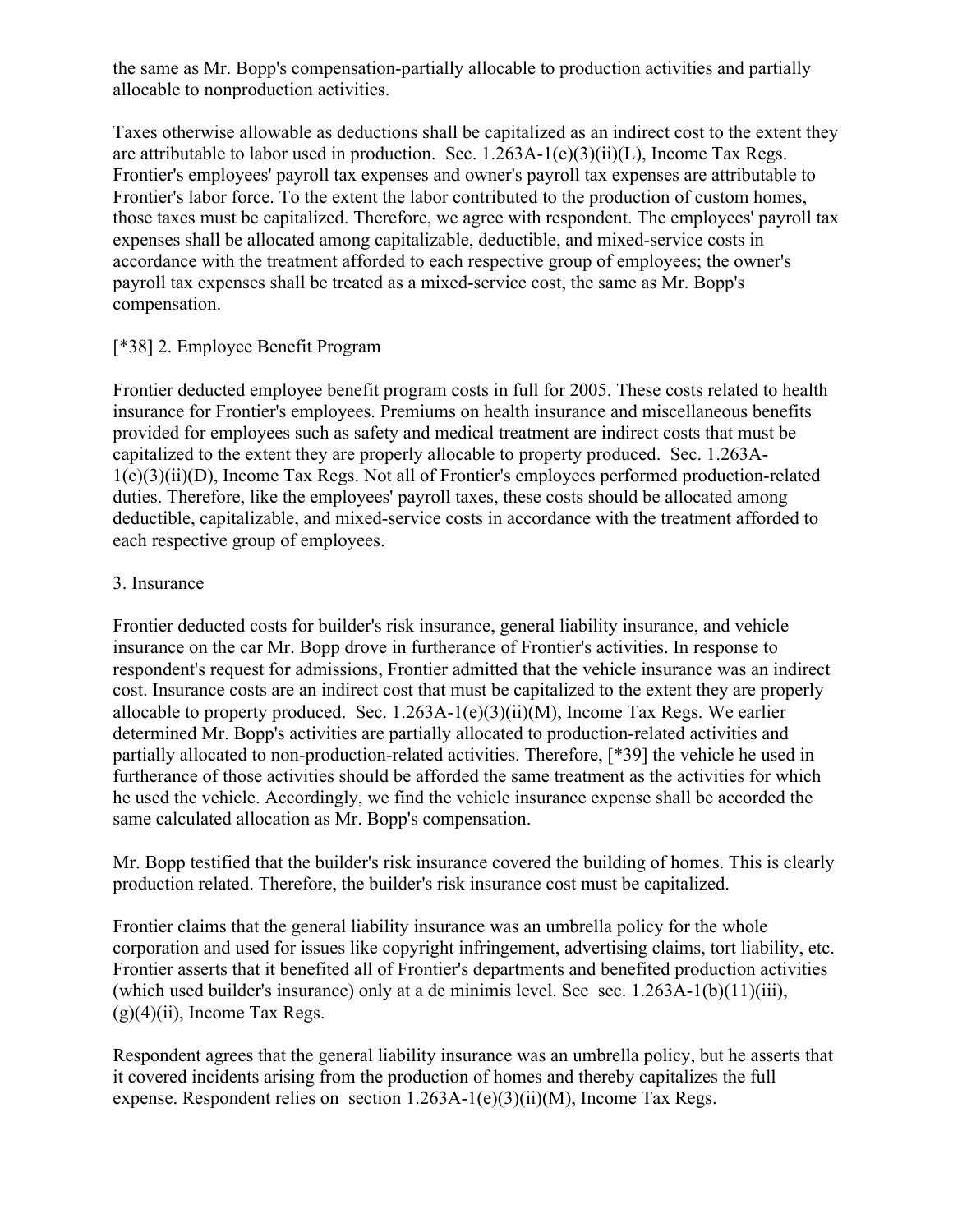the same as Mr. Bopp's compensation-partially allocable to production activities and partially allocable to nonproduction activities.

Taxes otherwise allowable as deductions shall be capitalized as an indirect cost to the extent they are attributable to labor used in production. Sec. 1.263A-1(e)(3)(ii)(L), Income Tax Regs. Frontier's employees' payroll tax expenses and owner's payroll tax expenses are attributable to Frontier's labor force. To the extent the labor contributed to the production of custom homes, those taxes must be capitalized. Therefore, we agree with respondent. The employees' payroll tax expenses shall be allocated among capitalizable, deductible, and mixed-service costs in accordance with the treatment afforded to each respective group of employees; the owner's payroll tax expenses shall be treated as a mixed-service cost, the same as Mr. Bopp's compensation.

[*38] 2. Employee Benefit Program

Frontier deducted employee benefit program costs in full for 2005. These costs related to health insurance for Frontier's employees. Premiums on health insurance and miscellaneous benefits provided for employees such as safety and medical treatment are indirect costs that must be capitalized to the extent they are properly allocable to property produced. Sec. 1.263A-1(e)(3)(ii)(D), Income Tax Regs. Not all of Frontier's employees performed production-related duties. Therefore, like the employees' payroll taxes, these costs should be allocated among deductible, capitalizable, and mixed-service costs in accordance with the treatment afforded to each respective group of employees.

3. Insurance

Frontier deducted costs for builder's risk insurance, general liability insurance, and vehicle insurance on the car Mr. Bopp drove in furtherance of Frontier's activities. In response to respondent's request for admissions, Frontier admitted that the vehicle insurance was an indirect cost. Insurance costs are an indirect cost that must be capitalized to the extent they are properly allocable to property produced. Sec. 1.263A-1(e)(3)(ii)(M), Income Tax Regs. We earlier determined Mr. Bopp's activities are partially allocated to production-related activities and partially allocated to non-production-related activities. Therefore, [*39] the vehicle he used in furtherance of those activities should be afforded the same treatment as the activities for which he used the vehicle. Accordingly, we find the vehicle insurance expense shall be accorded the same calculated allocation as Mr. Bopp's compensation.

Mr. Bopp testified that the builder's risk insurance covered the building of homes. This is clearly production related. Therefore, the builder's risk insurance cost must be capitalized.

Frontier claims that the general liability insurance was an umbrella policy for the whole corporation and used for issues like copyright infringement, advertising claims, tort liability, etc. Frontier asserts that it benefited all of Frontier's departments and benefited production activities (which used builder's insurance) only at a de minimis level. See sec. 1.263A-1(b)(11)(iii), (g)(4)(ii), Income Tax Regs.

Respondent agrees that the general liability insurance was an umbrella policy, but he asserts that it covered incidents arising from the production of homes and thereby capitalizes the full expense. Respondent relies on section 1.263A-1(e)(3)(ii)(M), Income Tax Regs.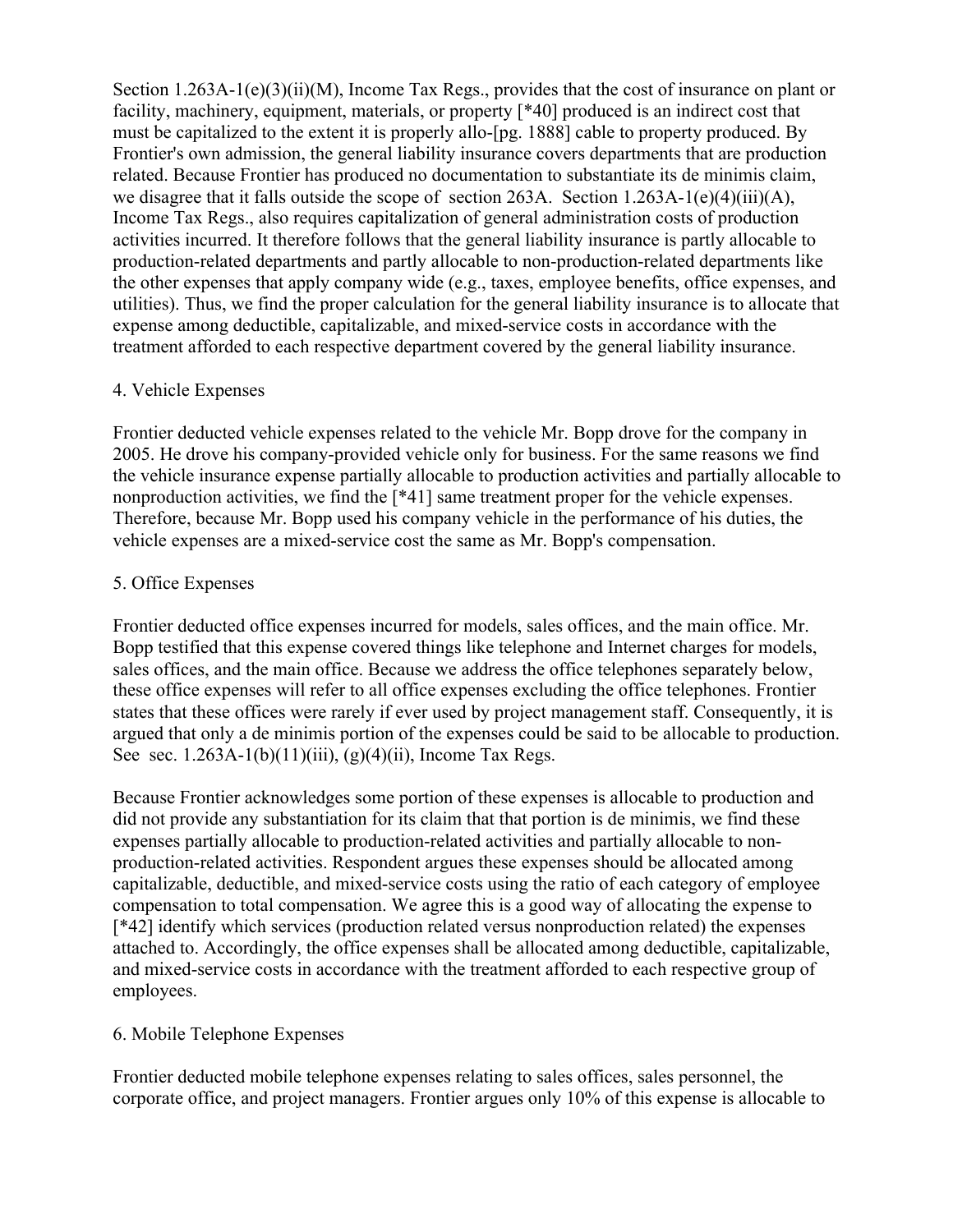Section 1.263A-1(e)(3)(ii)(M), Income Tax Regs., provides that the cost of insurance on plant or facility, machinery, equipment, materials, or property [*40] produced is an indirect cost that must be capitalized to the extent it is properly allo-[pg. 1888] cable to property produced. By Frontier's own admission, the general liability insurance covers departments that are production related. Because Frontier has produced no documentation to substantiate its de minimis claim, we disagree that it falls outside the scope of section 263A. Section 1.263A-1(e)(4)(iii)(A), Income Tax Regs., also requires capitalization of general administration costs of production activities incurred. It therefore follows that the general liability insurance is partly allocable to production-related departments and partly allocable to non-production-related departments like the other expenses that apply company wide (e.g., taxes, employee benefits, office expenses, and utilities). Thus, we find the proper calculation for the general liability insurance is to allocate that expense among deductible, capitalizable, and mixed-service costs in accordance with the treatment afforded to each respective department covered by the general liability insurance.

4. Vehicle Expenses

Frontier deducted vehicle expenses related to the vehicle Mr. Bopp drove for the company in 2005. He drove his company-provided vehicle only for business. For the same reasons we find the vehicle insurance expense partially allocable to production activities and partially allocable to nonproduction activities, we find the [*41] same treatment proper for the vehicle expenses. Therefore, because Mr. Bopp used his company vehicle in the performance of his duties, the vehicle expenses are a mixed-service cost the same as Mr. Bopp's compensation.

5. Office Expenses

Frontier deducted office expenses incurred for models, sales offices, and the main office. Mr. Bopp testified that this expense covered things like telephone and Internet charges for models, sales offices, and the main office. Because we address the office telephones separately below, these office expenses will refer to all office expenses excluding the office telephones. Frontier states that these offices were rarely if ever used by project management staff. Consequently, it is argued that only a de minimis portion of the expenses could be said to be allocable to production. See sec. 1.263A-1(b)(11)(iii), (g)(4)(ii), Income Tax Regs.

Because Frontier acknowledges some portion of these expenses is allocable to production and did not provide any substantiation for its claim that that portion is de minimis, we find these expenses partially allocable to production-related activities and partially allocable to non-production-related activities. Respondent argues these expenses should be allocated among capitalizable, deductible, and mixed-service costs using the ratio of each category of employee compensation to total compensation. We agree this is a good way of allocating the expense to [*42] identify which services (production related versus nonproduction related) the expenses attached to. Accordingly, the office expenses shall be allocated among deductible, capitalizable, and mixed-service costs in accordance with the treatment afforded to each respective group of employees.

6. Mobile Telephone Expenses

Frontier deducted mobile telephone expenses relating to sales offices, sales personnel, the corporate office, and project managers. Frontier argues only 10% of this expense is allocable to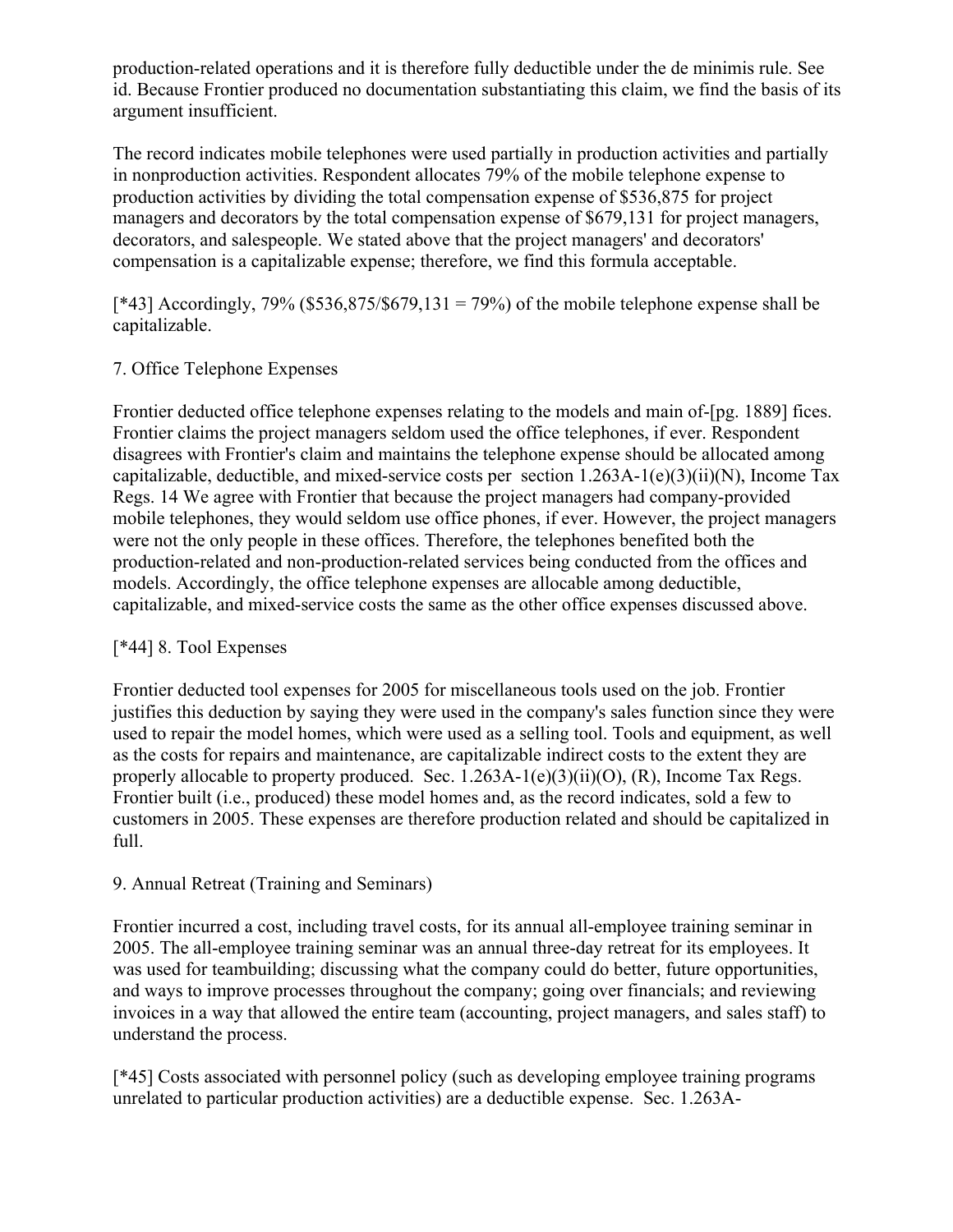production-related operations and it is therefore fully deductible under the de minimis rule. See id. Because Frontier produced no documentation substantiating this claim, we find the basis of its argument insufficient.

The record indicates mobile telephones were used partially in production activities and partially in nonproduction activities. Respondent allocates 79% of the mobile telephone expense to production activities by dividing the total compensation expense of $536,875 for project managers and decorators by the total compensation expense of $679,131 for project managers, decorators, and salespeople. We stated above that the project managers' and decorators' compensation is a capitalizable expense; therefore, we find this formula acceptable.

[*43] Accordingly, 79% ($536,875/$679,131 = 79%) of the mobile telephone expense shall be capitalizable.

7. Office Telephone Expenses

Frontier deducted office telephone expenses relating to the models and main of-[pg. 1889] fices. Frontier claims the project managers seldom used the office telephones, if ever. Respondent disagrees with Frontier's claim and maintains the telephone expense should be allocated among capitalizable, deductible, and mixed-service costs per section 1.263A-1(e)(3)(ii)(N), Income Tax Regs. 14 We agree with Frontier that because the project managers had company-provided mobile telephones, they would seldom use office phones, if ever. However, the project managers were not the only people in these offices. Therefore, the telephones benefited both the production-related and non-production-related services being conducted from the offices and models. Accordingly, the office telephone expenses are allocable among deductible, capitalizable, and mixed-service costs the same as the other office expenses discussed above.

[*44] 8. Tool Expenses

Frontier deducted tool expenses for 2005 for miscellaneous tools used on the job. Frontier justifies this deduction by saying they were used in the company's sales function since they were used to repair the model homes, which were used as a selling tool. Tools and equipment, as well as the costs for repairs and maintenance, are capitalizable indirect costs to the extent they are properly allocable to property produced. Sec. 1.263A-1(e)(3)(ii)(O), (R), Income Tax Regs. Frontier built (i.e., produced) these model homes and, as the record indicates, sold a few to customers in 2005. These expenses are therefore production related and should be capitalized in full.

9. Annual Retreat (Training and Seminars)

Frontier incurred a cost, including travel costs, for its annual all-employee training seminar in 2005. The all-employee training seminar was an annual three-day retreat for its employees. It was used for teambuilding; discussing what the company could do better, future opportunities, and ways to improve processes throughout the company; going over financials; and reviewing invoices in a way that allowed the entire team (accounting, project managers, and sales staff) to understand the process.

[*45] Costs associated with personnel policy (such as developing employee training programs unrelated to particular production activities) are a deductible expense. Sec. 1.263A-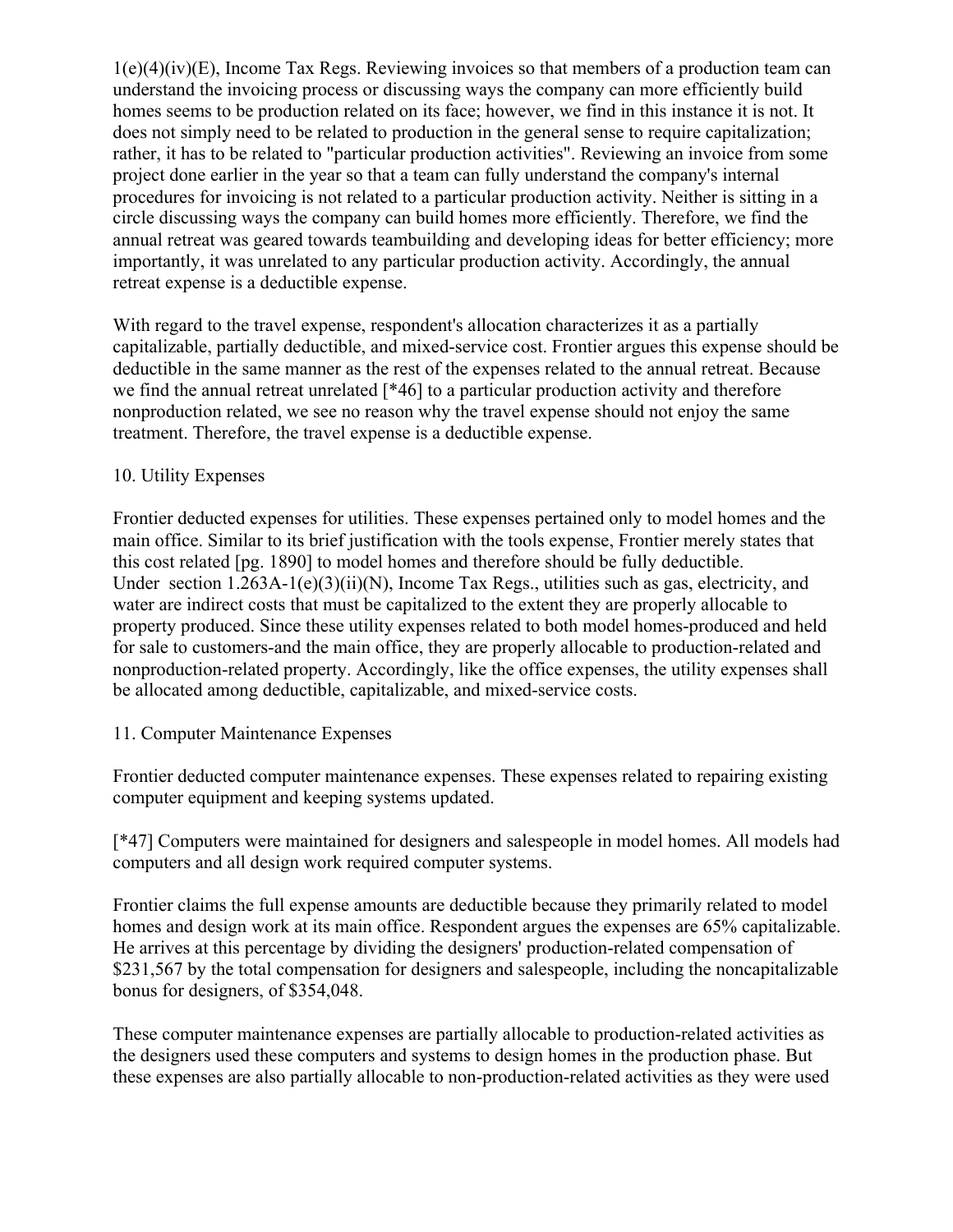1(e)(4)(iv)(E), Income Tax Regs. Reviewing invoices so that members of a production team can understand the invoicing process or discussing ways the company can more efficiently build homes seems to be production related on its face; however, we find in this instance it is not. It does not simply need to be related to production in the general sense to require capitalization; rather, it has to be related to "particular production activities". Reviewing an invoice from some project done earlier in the year so that a team can fully understand the company's internal procedures for invoicing is not related to a particular production activity. Neither is sitting in a circle discussing ways the company can build homes more efficiently. Therefore, we find the annual retreat was geared towards teambuilding and developing ideas for better efficiency; more importantly, it was unrelated to any particular production activity. Accordingly, the annual retreat expense is a deductible expense.

With regard to the travel expense, respondent's allocation characterizes it as a partially capitalizable, partially deductible, and mixed-service cost. Frontier argues this expense should be deductible in the same manner as the rest of the expenses related to the annual retreat. Because we find the annual retreat unrelated [*46] to a particular production activity and therefore nonproduction related, we see no reason why the travel expense should not enjoy the same treatment. Therefore, the travel expense is a deductible expense.

10. Utility Expenses

Frontier deducted expenses for utilities. These expenses pertained only to model homes and the main office. Similar to its brief justification with the tools expense, Frontier merely states that this cost related [pg. 1890] to model homes and therefore should be fully deductible. Under section 1.263A-1(e)(3)(ii)(N), Income Tax Regs., utilities such as gas, electricity, and water are indirect costs that must be capitalized to the extent they are properly allocable to property produced. Since these utility expenses related to both model homes-produced and held for sale to customers-and the main office, they are properly allocable to production-related and nonproduction-related property. Accordingly, like the office expenses, the utility expenses shall be allocated among deductible, capitalizable, and mixed-service costs.

11. Computer Maintenance Expenses

Frontier deducted computer maintenance expenses. These expenses related to repairing existing computer equipment and keeping systems updated.

[*47] Computers were maintained for designers and salespeople in model homes. All models had computers and all design work required computer systems.

Frontier claims the full expense amounts are deductible because they primarily related to model homes and design work at its main office. Respondent argues the expenses are 65% capitalizable. He arrives at this percentage by dividing the designers' production-related compensation of $231,567 by the total compensation for designers and salespeople, including the noncapitalizable bonus for designers, of $354,048.

These computer maintenance expenses are partially allocable to production-related activities as the designers used these computers and systems to design homes in the production phase. But these expenses are also partially allocable to non-production-related activities as they were used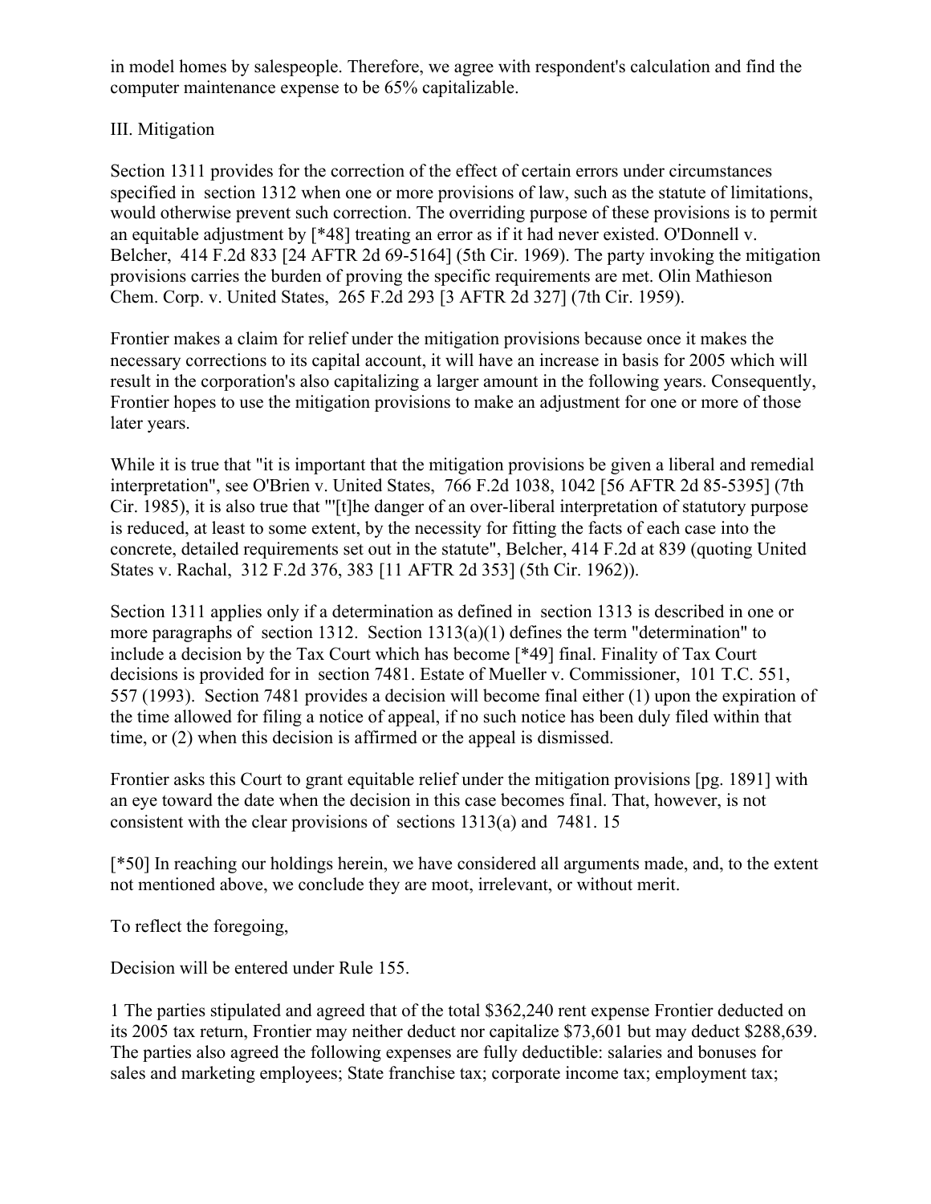in model homes by salespeople. Therefore, we agree with respondent's calculation and find the computer maintenance expense to be 65% capitalizable.

III. Mitigation

Section 1311 provides for the correction of the effect of certain errors under circumstances specified in section 1312 when one or more provisions of law, such as the statute of limitations, would otherwise prevent such correction. The overriding purpose of these provisions is to permit an equitable adjustment by [*48] treating an error as if it had never existed. O'Donnell v. Belcher, 414 F.2d 833 [24 AFTR 2d 69-5164] (5th Cir. 1969). The party invoking the mitigation provisions carries the burden of proving the specific requirements are met. Olin Mathieson Chem. Corp. v. United States, 265 F.2d 293 [3 AFTR 2d 327] (7th Cir. 1959).

Frontier makes a claim for relief under the mitigation provisions because once it makes the necessary corrections to its capital account, it will have an increase in basis for 2005 which will result in the corporation's also capitalizing a larger amount in the following years. Consequently, Frontier hopes to use the mitigation provisions to make an adjustment for one or more of those later years.

While it is true that "it is important that the mitigation provisions be given a liberal and remedial interpretation", see O'Brien v. United States, 766 F.2d 1038, 1042 [56 AFTR 2d 85-5395] (7th Cir. 1985), it is also true that "'[t]he danger of an over-liberal interpretation of statutory purpose is reduced, at least to some extent, by the necessity for fitting the facts of each case into the concrete, detailed requirements set out in the statute", Belcher, 414 F.2d at 839 (quoting United States v. Rachal, 312 F.2d 376, 383 [11 AFTR 2d 353] (5th Cir. 1962)).

Section 1311 applies only if a determination as defined in section 1313 is described in one or more paragraphs of section 1312. Section 1313(a)(1) defines the term "determination" to include a decision by the Tax Court which has become [*49] final. Finality of Tax Court decisions is provided for in section 7481. Estate of Mueller v. Commissioner, 101 T.C. 551, 557 (1993). Section 7481 provides a decision will become final either (1) upon the expiration of the time allowed for filing a notice of appeal, if no such notice has been duly filed within that time, or (2) when this decision is affirmed or the appeal is dismissed.

Frontier asks this Court to grant equitable relief under the mitigation provisions [pg. 1891] with an eye toward the date when the decision in this case becomes final. That, however, is not consistent with the clear provisions of sections 1313(a) and 7481. 15

[*50] In reaching our holdings herein, we have considered all arguments made, and, to the extent not mentioned above, we conclude they are moot, irrelevant, or without merit.

To reflect the foregoing,

Decision will be entered under Rule 155.

1 The parties stipulated and agreed that of the total $362,240 rent expense Frontier deducted on its 2005 tax return, Frontier may neither deduct nor capitalize $73,601 but may deduct $288,639. The parties also agreed the following expenses are fully deductible: salaries and bonuses for sales and marketing employees; State franchise tax; corporate income tax; employment tax;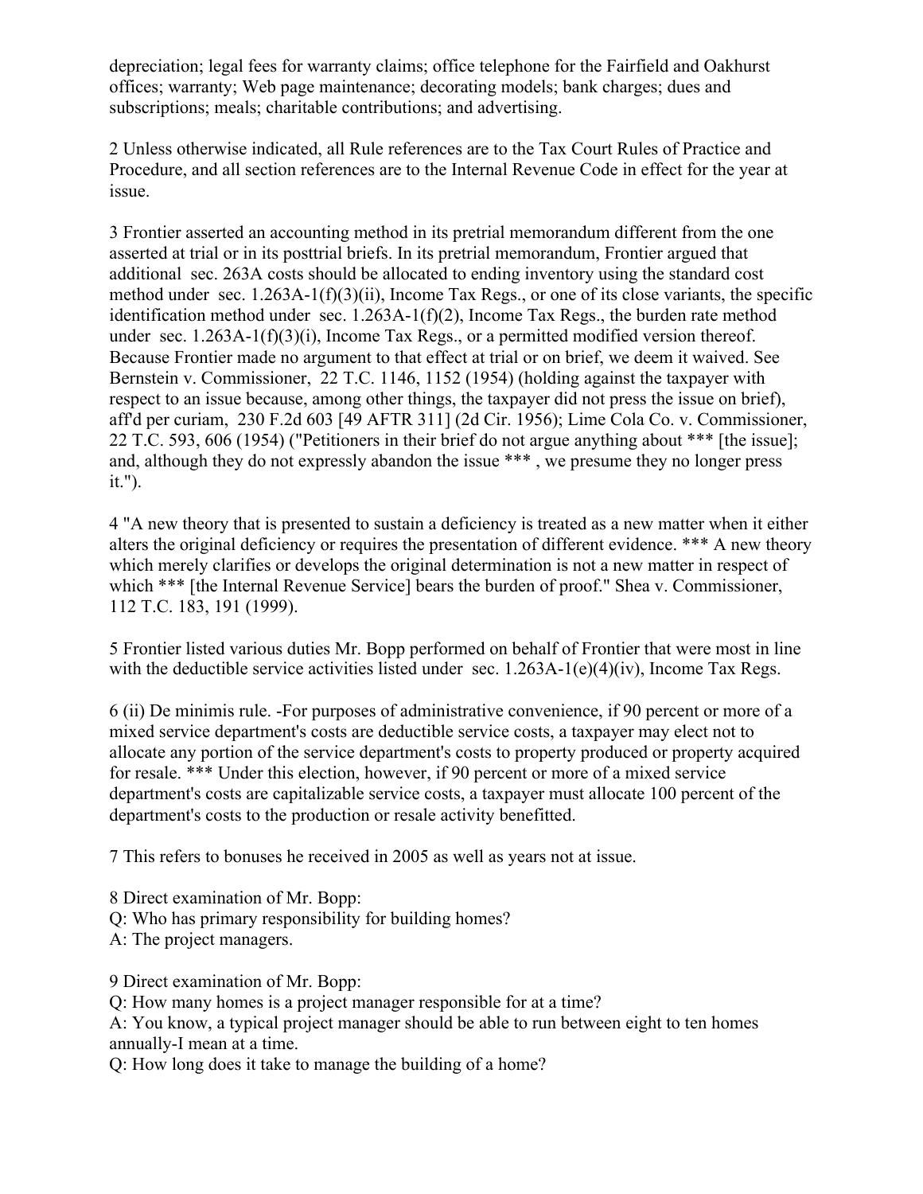depreciation; legal fees for warranty claims; office telephone for the Fairfield and Oakhurst offices; warranty; Web page maintenance; decorating models; bank charges; dues and subscriptions; meals; charitable contributions; and advertising.

2 Unless otherwise indicated, all Rule references are to the Tax Court Rules of Practice and Procedure, and all section references are to the Internal Revenue Code in effect for the year at issue.

3 Frontier asserted an accounting method in its pretrial memorandum different from the one asserted at trial or in its posttrial briefs. In its pretrial memorandum, Frontier argued that additional sec. 263A costs should be allocated to ending inventory using the standard cost method under sec. 1.263A-1(f)(3)(ii), Income Tax Regs., or one of its close variants, the specific identification method under sec. 1.263A-1(f)(2), Income Tax Regs., the burden rate method under sec. 1.263A-1(f)(3)(i), Income Tax Regs., or a permitted modified version thereof. Because Frontier made no argument to that effect at trial or on brief, we deem it waived. See Bernstein v. Commissioner, 22 T.C. 1146, 1152 (1954) (holding against the taxpayer with respect to an issue because, among other things, the taxpayer did not press the issue on brief), aff'd per curiam, 230 F.2d 603 [49 AFTR 311] (2d Cir. 1956); Lime Cola Co. v. Commissioner, 22 T.C. 593, 606 (1954) ("Petitioners in their brief do not argue anything about *** [the issue]; and, although they do not expressly abandon the issue *** , we presume they no longer press it.").

4 "A new theory that is presented to sustain a deficiency is treated as a new matter when it either alters the original deficiency or requires the presentation of different evidence. *** A new theory which merely clarifies or develops the original determination is not a new matter in respect of which *** [the Internal Revenue Service] bears the burden of proof." Shea v. Commissioner, 112 T.C. 183, 191 (1999).

5 Frontier listed various duties Mr. Bopp performed on behalf of Frontier that were most in line with the deductible service activities listed under sec. 1.263A-1(e)(4)(iv), Income Tax Regs.

6 (ii) De minimis rule. -For purposes of administrative convenience, if 90 percent or more of a mixed service department's costs are deductible service costs, a taxpayer may elect not to allocate any portion of the service department's costs to property produced or property acquired for resale. *** Under this election, however, if 90 percent or more of a mixed service department's costs are capitalizable service costs, a taxpayer must allocate 100 percent of the department's costs to the production or resale activity benefitted.

7 This refers to bonuses he received in 2005 as well as years not at issue.

8 Direct examination of Mr. Bopp:
Q: Who has primary responsibility for building homes?
A: The project managers.

9 Direct examination of Mr. Bopp:
Q: How many homes is a project manager responsible for at a time?
A: You know, a typical project manager should be able to run between eight to ten homes annually-I mean at a time.
Q: How long does it take to manage the building of a home?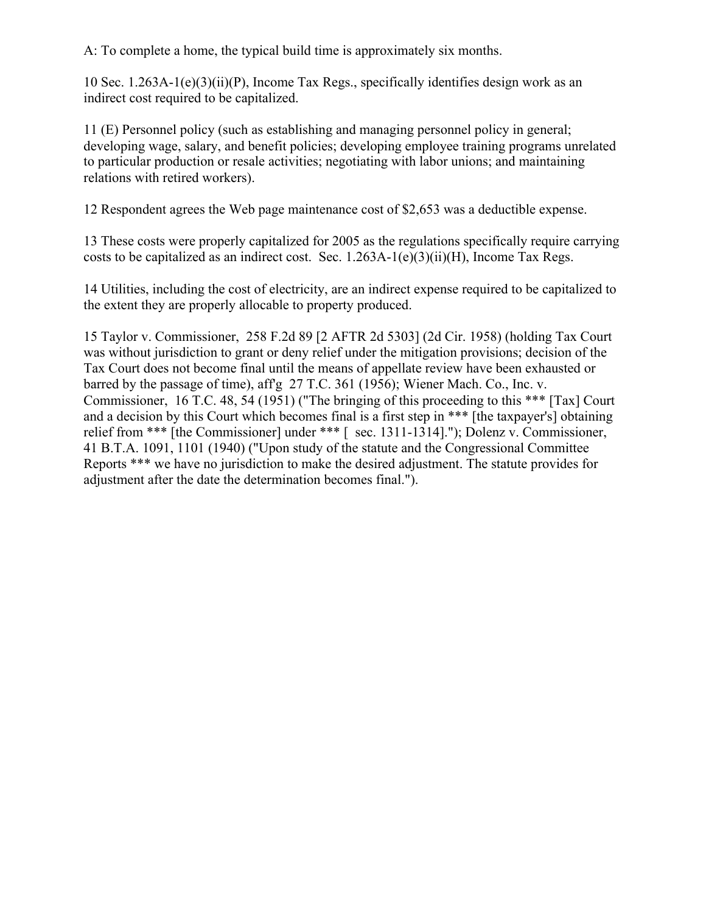A: To complete a home, the typical build time is approximately six months.

10 Sec. 1.263A-1(e)(3)(ii)(P), Income Tax Regs., specifically identifies design work as an indirect cost required to be capitalized.

11 (E) Personnel policy (such as establishing and managing personnel policy in general; developing wage, salary, and benefit policies; developing employee training programs unrelated to particular production or resale activities; negotiating with labor unions; and maintaining relations with retired workers).

12 Respondent agrees the Web page maintenance cost of $2,653 was a deductible expense.

13 These costs were properly capitalized for 2005 as the regulations specifically require carrying costs to be capitalized as an indirect cost. Sec. 1.263A-1(e)(3)(ii)(H), Income Tax Regs.

14 Utilities, including the cost of electricity, are an indirect expense required to be capitalized to the extent they are properly allocable to property produced.

15 Taylor v. Commissioner, 258 F.2d 89 [2 AFTR 2d 5303] (2d Cir. 1958) (holding Tax Court was without jurisdiction to grant or deny relief under the mitigation provisions; decision of the Tax Court does not become final until the means of appellate review have been exhausted or barred by the passage of time), aff'g 27 T.C. 361 (1956); Wiener Mach. Co., Inc. v. Commissioner, 16 T.C. 48, 54 (1951) ("The bringing of this proceeding to this *** [Tax] Court and a decision by this Court which becomes final is a first step in *** [the taxpayer's] obtaining relief from *** [the Commissioner] under *** [ sec. 1311-1314]."); Dolenz v. Commissioner, 41 B.T.A. 1091, 1101 (1940) ("Upon study of the statute and the Congressional Committee Reports *** we have no jurisdiction to make the desired adjustment. The statute provides for adjustment after the date the determination becomes final.").